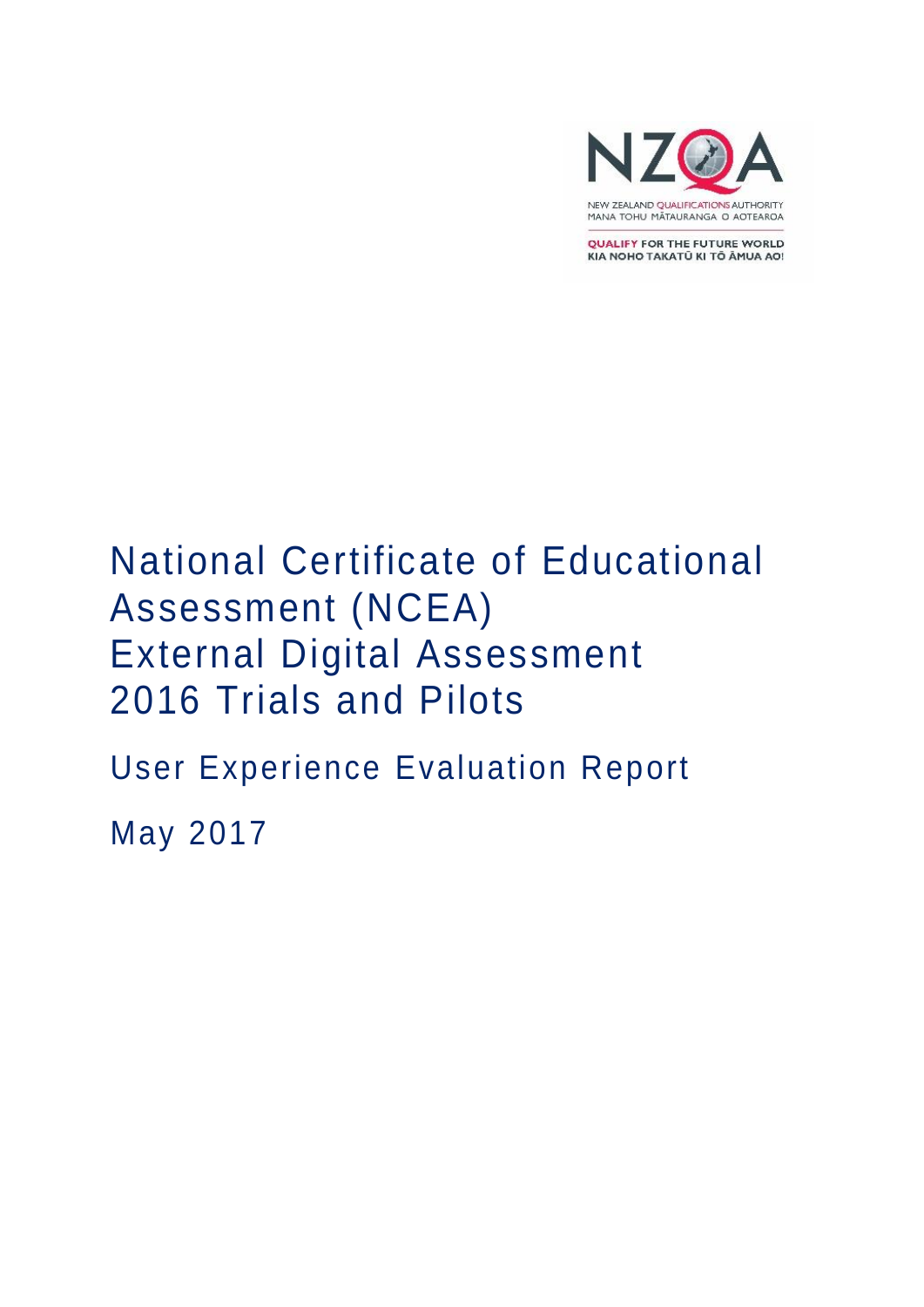NZQA

NEW ZEALAND QUALIFICATIONS AUTHORITY
MANA TOHU MĀTAURANGA O AOTEAROA

QUALIFY FOR THE FUTURE WORLD
KIA NOHO TAKATŪ KI TŌ ĀMUA AO!

# National Certificate of Educational Assessment (NCEA) External Digital Assessment 2016 Trials and Pilots

## User Experience Evaluation Report

May 2017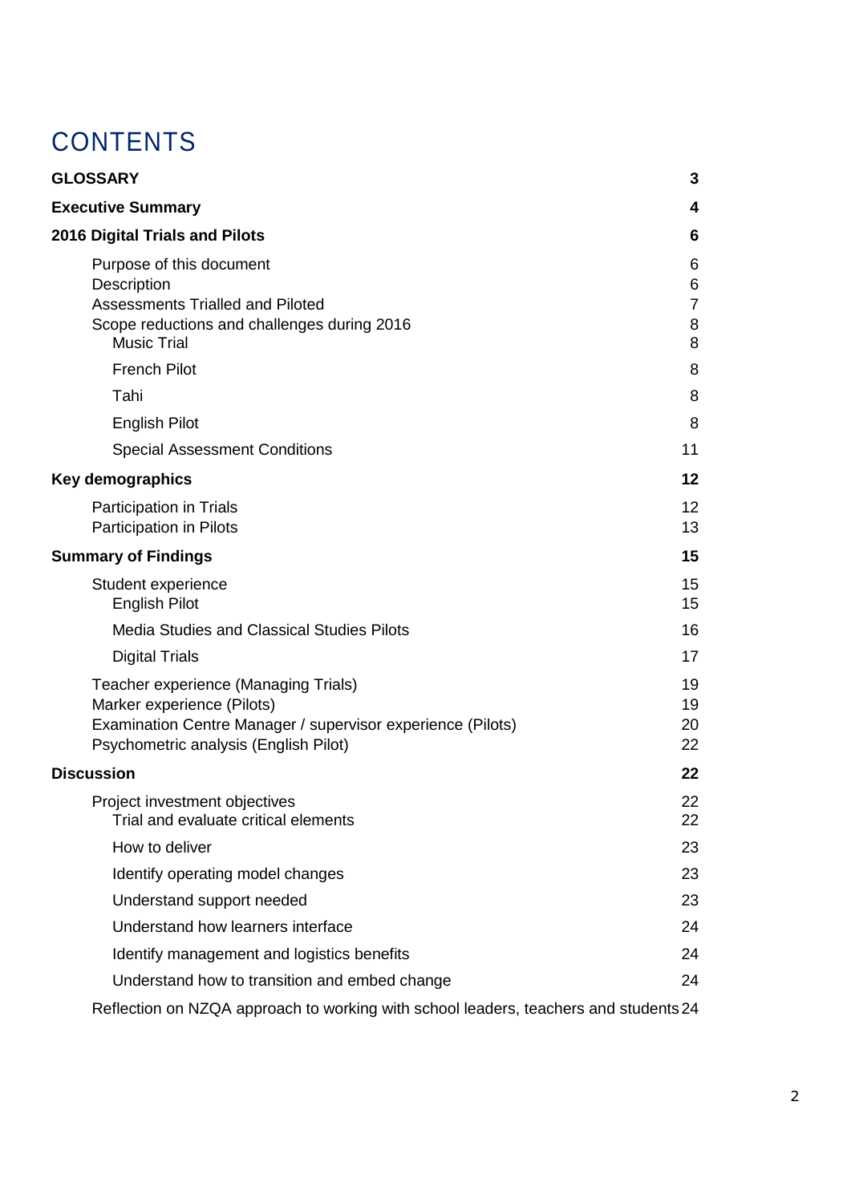# CONTENTS

**GLOSSARY** 3

**Executive Summary** 4

**2016 Digital Trials and Pilots** 6

- Purpose of this document 6
- Description 6
- Assessments Trialled and Piloted 7
- Scope reductions and challenges during 2016 8
  - Music Trial 8
  - French Pilot 8
  - Tahi 8
  - English Pilot 8
  - Special Assessment Conditions 11

**Key demographics** 12

- Participation in Trials 12
- Participation in Pilots 13

**Summary of Findings** 15

- Student experience 15
  - English Pilot 15
  - Media Studies and Classical Studies Pilots 16
  - Digital Trials 17
- Teacher experience (Managing Trials) 19
- Marker experience (Pilots) 19
- Examination Centre Manager / supervisor experience (Pilots) 20
- Psychometric analysis (English Pilot) 22

**Discussion** 22

- Project investment objectives 22
  - Trial and evaluate critical elements 22
  - How to deliver 23
  - Identify operating model changes 23
  - Understand support needed 23
  - Understand how learners interface 24
  - Identify management and logistics benefits 24
  - Understand how to transition and embed change 24
- Reflection on NZQA approach to working with school leaders, teachers and students 24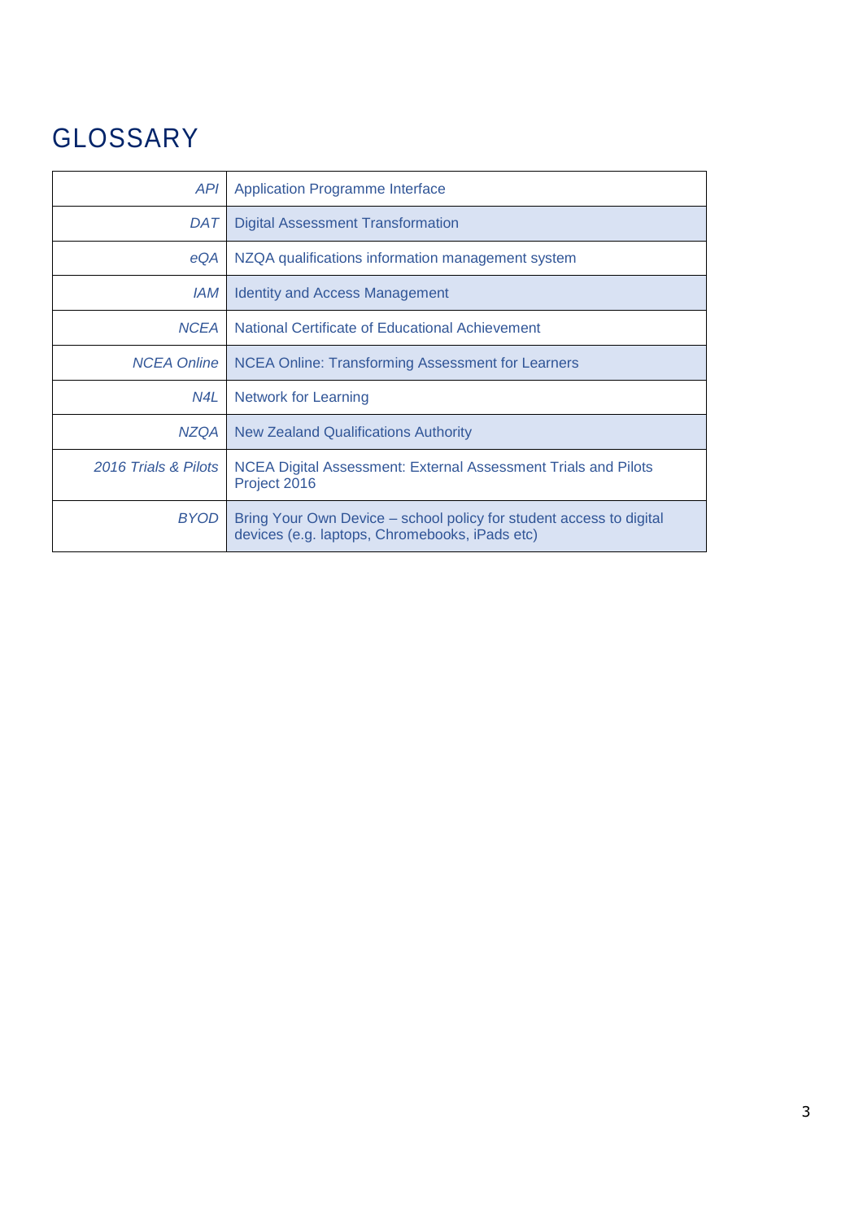# GLOSSARY

| | |
|---|---|
| *API* | Application Programme Interface |
| *DAT* | Digital Assessment Transformation |
| *eQA* | NZQA qualifications information management system |
| *IAM* | Identity and Access Management |
| *NCEA* | National Certificate of Educational Achievement |
| *NCEA Online* | NCEA Online: Transforming Assessment for Learners |
| *N4L* | Network for Learning |
| *NZQA* | New Zealand Qualifications Authority |
| *2016 Trials & Pilots* | NCEA Digital Assessment: External Assessment Trials and Pilots Project 2016 |
| *BYOD* | Bring Your Own Device – school policy for student access to digital devices (e.g. laptops, Chromebooks, iPads etc) |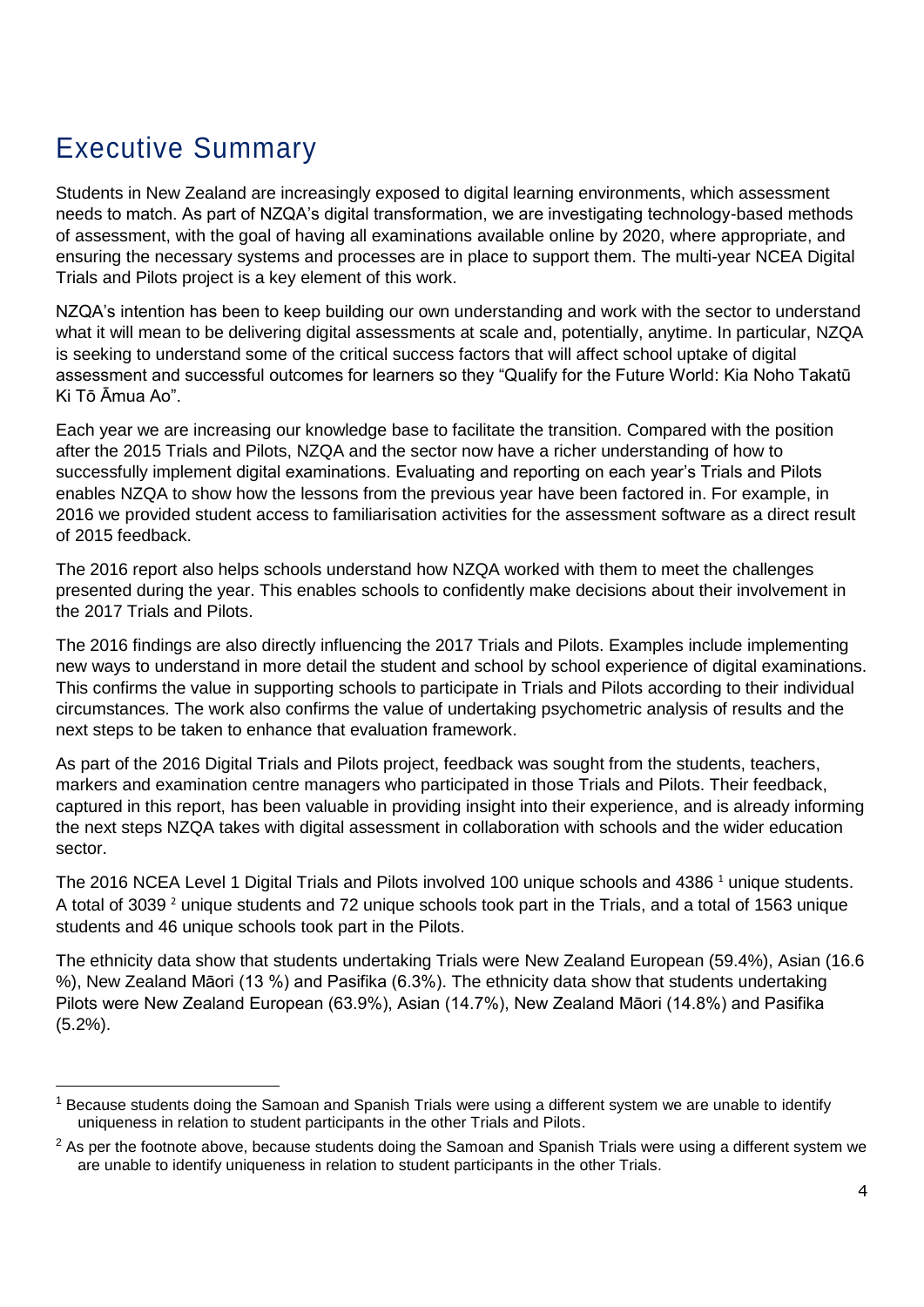# Executive Summary

Students in New Zealand are increasingly exposed to digital learning environments, which assessment needs to match. As part of NZQA's digital transformation, we are investigating technology-based methods of assessment, with the goal of having all examinations available online by 2020, where appropriate, and ensuring the necessary systems and processes are in place to support them. The multi-year NCEA Digital Trials and Pilots project is a key element of this work.

NZQA's intention has been to keep building our own understanding and work with the sector to understand what it will mean to be delivering digital assessments at scale and, potentially, anytime. In particular, NZQA is seeking to understand some of the critical success factors that will affect school uptake of digital assessment and successful outcomes for learners so they "Qualify for the Future World: Kia Noho Takatū Ki Tō Āmua Ao".

Each year we are increasing our knowledge base to facilitate the transition. Compared with the position after the 2015 Trials and Pilots, NZQA and the sector now have a richer understanding of how to successfully implement digital examinations. Evaluating and reporting on each year's Trials and Pilots enables NZQA to show how the lessons from the previous year have been factored in. For example, in 2016 we provided student access to familiarisation activities for the assessment software as a direct result of 2015 feedback.

The 2016 report also helps schools understand how NZQA worked with them to meet the challenges presented during the year. This enables schools to confidently make decisions about their involvement in the 2017 Trials and Pilots.

The 2016 findings are also directly influencing the 2017 Trials and Pilots. Examples include implementing new ways to understand in more detail the student and school by school experience of digital examinations. This confirms the value in supporting schools to participate in Trials and Pilots according to their individual circumstances. The work also confirms the value of undertaking psychometric analysis of results and the next steps to be taken to enhance that evaluation framework.

As part of the 2016 Digital Trials and Pilots project, feedback was sought from the students, teachers, markers and examination centre managers who participated in those Trials and Pilots. Their feedback, captured in this report, has been valuable in providing insight into their experience, and is already informing the next steps NZQA takes with digital assessment in collaboration with schools and the wider education sector.

The 2016 NCEA Level 1 Digital Trials and Pilots involved 100 unique schools and 4386 [1] unique students. A total of 3039 [2] unique students and 72 unique schools took part in the Trials, and a total of 1563 unique students and 46 unique schools took part in the Pilots.

The ethnicity data show that students undertaking Trials were New Zealand European (59.4%), Asian (16.6 %), New Zealand Māori (13 %) and Pasifika (6.3%). The ethnicity data show that students undertaking Pilots were New Zealand European (63.9%), Asian (14.7%), New Zealand Māori (14.8%) and Pasifika (5.2%).

---

[1] Because students doing the Samoan and Spanish Trials were using a different system we are unable to identify uniqueness in relation to student participants in the other Trials and Pilots.

[2] As per the footnote above, because students doing the Samoan and Spanish Trials were using a different system we are unable to identify uniqueness in relation to student participants in the other Trials.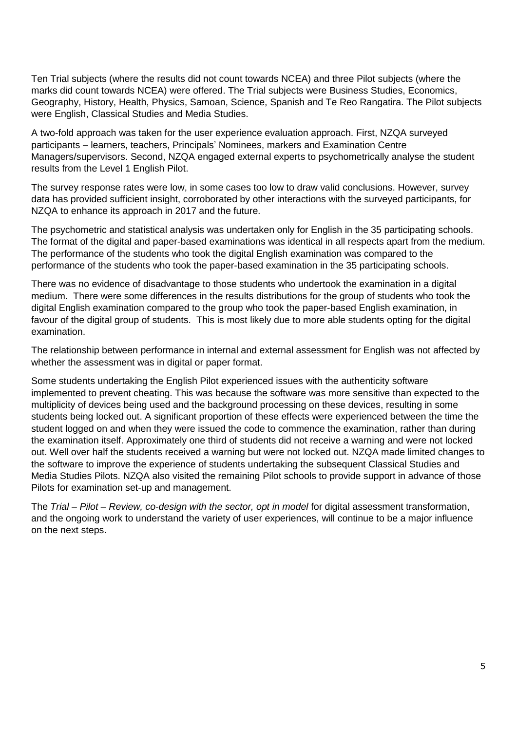Ten Trial subjects (where the results did not count towards NCEA) and three Pilot subjects (where the marks did count towards NCEA) were offered. The Trial subjects were Business Studies, Economics, Geography, History, Health, Physics, Samoan, Science, Spanish and Te Reo Rangatira. The Pilot subjects were English, Classical Studies and Media Studies.

A two-fold approach was taken for the user experience evaluation approach. First, NZQA surveyed participants – learners, teachers, Principals' Nominees, markers and Examination Centre Managers/supervisors. Second, NZQA engaged external experts to psychometrically analyse the student results from the Level 1 English Pilot.

The survey response rates were low, in some cases too low to draw valid conclusions. However, survey data has provided sufficient insight, corroborated by other interactions with the surveyed participants, for NZQA to enhance its approach in 2017 and the future.

The psychometric and statistical analysis was undertaken only for English in the 35 participating schools. The format of the digital and paper-based examinations was identical in all respects apart from the medium. The performance of the students who took the digital English examination was compared to the performance of the students who took the paper-based examination in the 35 participating schools.

There was no evidence of disadvantage to those students who undertook the examination in a digital medium. There were some differences in the results distributions for the group of students who took the digital English examination compared to the group who took the paper-based English examination, in favour of the digital group of students. This is most likely due to more able students opting for the digital examination.

The relationship between performance in internal and external assessment for English was not affected by whether the assessment was in digital or paper format.

Some students undertaking the English Pilot experienced issues with the authenticity software implemented to prevent cheating. This was because the software was more sensitive than expected to the multiplicity of devices being used and the background processing on these devices, resulting in some students being locked out. A significant proportion of these effects were experienced between the time the student logged on and when they were issued the code to commence the examination, rather than during the examination itself. Approximately one third of students did not receive a warning and were not locked out. Well over half the students received a warning but were not locked out. NZQA made limited changes to the software to improve the experience of students undertaking the subsequent Classical Studies and Media Studies Pilots. NZQA also visited the remaining Pilot schools to provide support in advance of those Pilots for examination set-up and management.

The *Trial – Pilot – Review, co-design with the sector, opt in model* for digital assessment transformation, and the ongoing work to understand the variety of user experiences, will continue to be a major influence on the next steps.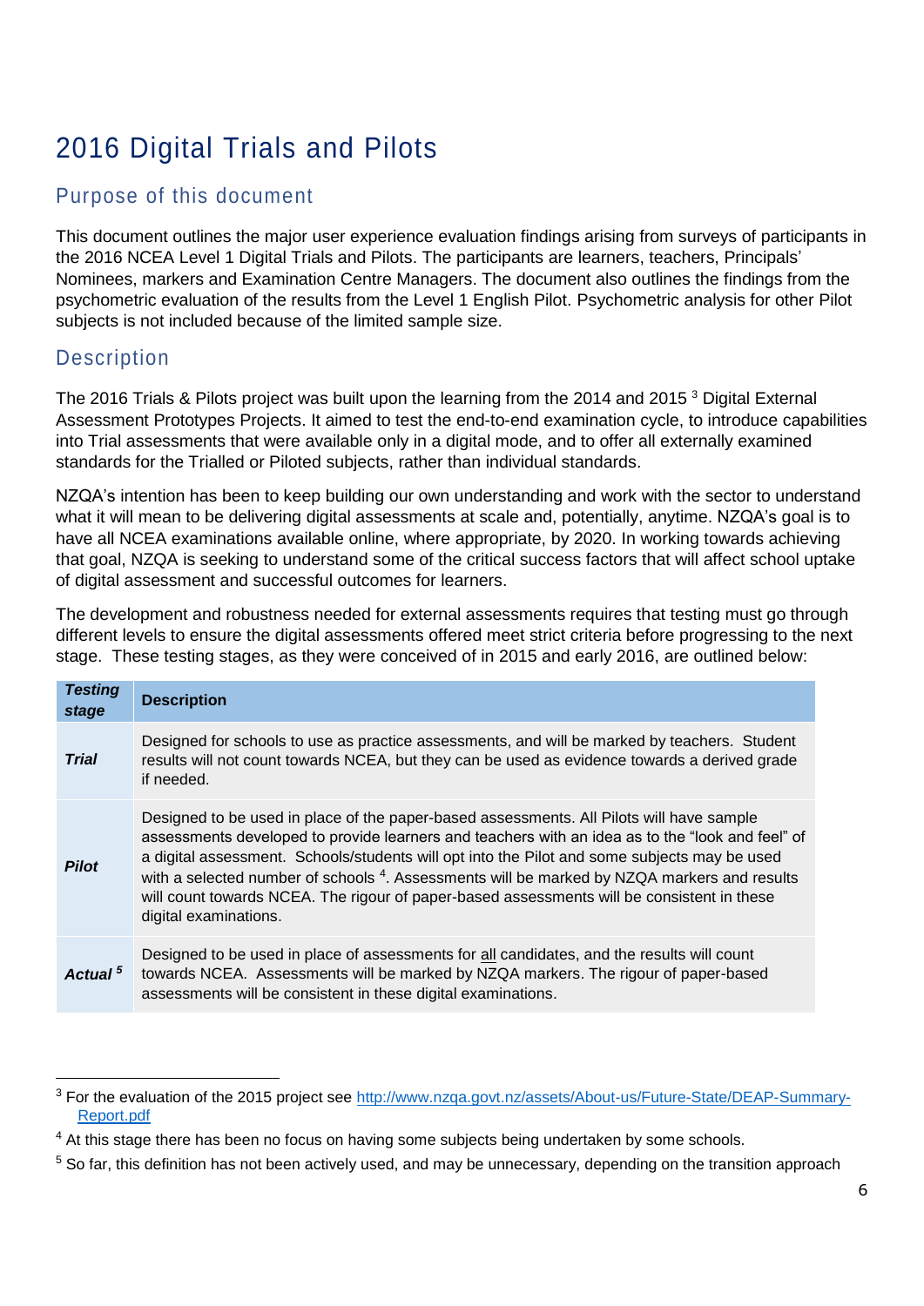# 2016 Digital Trials and Pilots

## Purpose of this document

This document outlines the major user experience evaluation findings arising from surveys of participants in the 2016 NCEA Level 1 Digital Trials and Pilots. The participants are learners, teachers, Principals' Nominees, markers and Examination Centre Managers. The document also outlines the findings from the psychometric evaluation of the results from the Level 1 English Pilot. Psychometric analysis for other Pilot subjects is not included because of the limited sample size.

## Description

The 2016 Trials & Pilots project was built upon the learning from the 2014 and 2015 [3] Digital External Assessment Prototypes Projects. It aimed to test the end-to-end examination cycle, to introduce capabilities into Trial assessments that were available only in a digital mode, and to offer all externally examined standards for the Trialled or Piloted subjects, rather than individual standards.

NZQA's intention has been to keep building our own understanding and work with the sector to understand what it will mean to be delivering digital assessments at scale and, potentially, anytime. NZQA's goal is to have all NCEA examinations available online, where appropriate, by 2020. In working towards achieving that goal, NZQA is seeking to understand some of the critical success factors that will affect school uptake of digital assessment and successful outcomes for learners.

The development and robustness needed for external assessments requires that testing must go through different levels to ensure the digital assessments offered meet strict criteria before progressing to the next stage. These testing stages, as they were conceived of in 2015 and early 2016, are outlined below:

| ***Testing stage*** | **Description** |
|---|---|
| ***Trial*** | Designed for schools to use as practice assessments, and will be marked by teachers. Student results will not count towards NCEA, but they can be used as evidence towards a derived grade if needed. |
| ***Pilot*** | Designed to be used in place of the paper-based assessments. All Pilots will have sample assessments developed to provide learners and teachers with an idea as to the "look and feel" of a digital assessment. Schools/students will opt into the Pilot and some subjects may be used with a selected number of schools [4]. Assessments will be marked by NZQA markers and results will count towards NCEA. The rigour of paper-based assessments will be consistent in these digital examinations. |
| ***Actual*** [5] | Designed to be used in place of assessments for <u>all</u> candidates, and the results will count towards NCEA. Assessments will be marked by NZQA markers. The rigour of paper-based assessments will be consistent in these digital examinations. |

[3] For the evaluation of the 2015 project see http://www.nzqa.govt.nz/assets/About-us/Future-State/DEAP-Summary-Report.pdf

[4] At this stage there has been no focus on having some subjects being undertaken by some schools.

[5] So far, this definition has not been actively used, and may be unnecessary, depending on the transition approach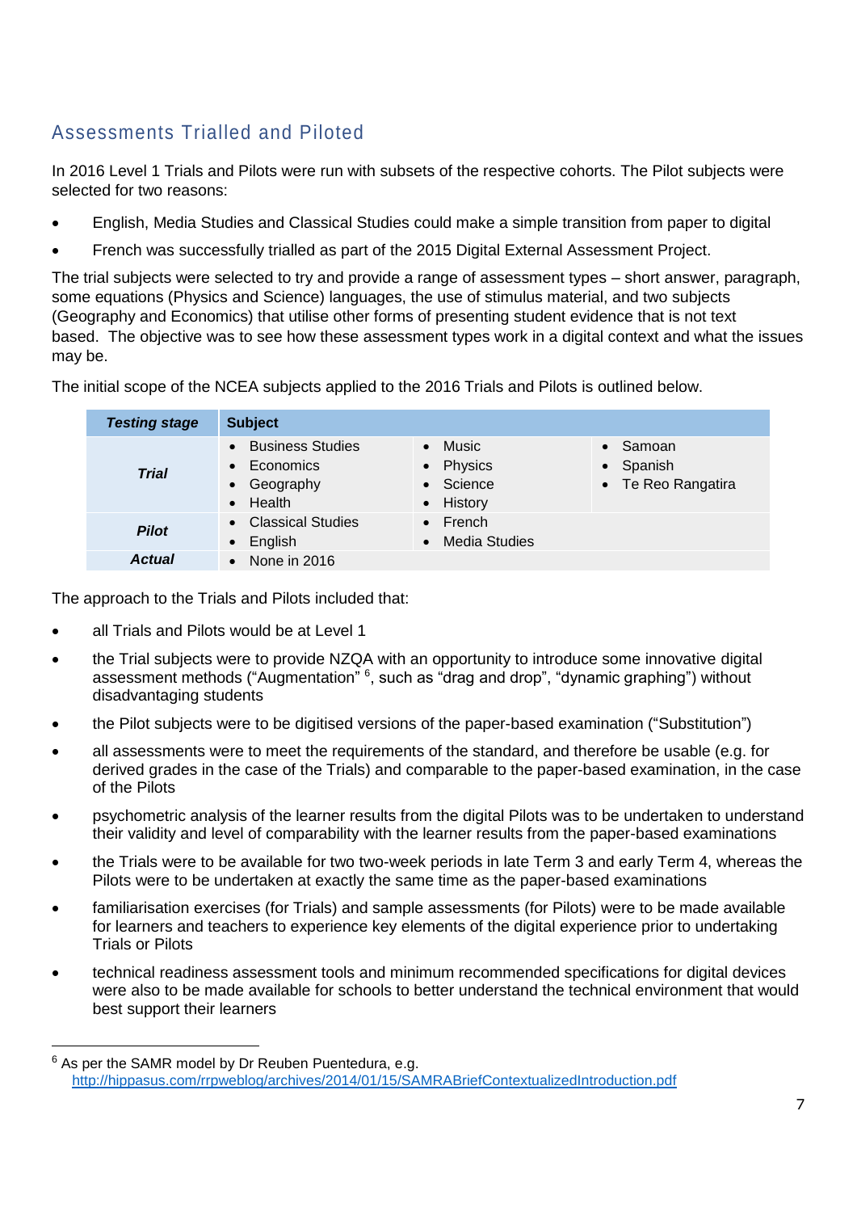## Assessments Trialled and Piloted

In 2016 Level 1 Trials and Pilots were run with subsets of the respective cohorts. The Pilot subjects were selected for two reasons:

- English, Media Studies and Classical Studies could make a simple transition from paper to digital
- French was successfully trialled as part of the 2015 Digital External Assessment Project.

The trial subjects were selected to try and provide a range of assessment types – short answer, paragraph, some equations (Physics and Science) languages, the use of stimulus material, and two subjects (Geography and Economics) that utilise other forms of presenting student evidence that is not text based. The objective was to see how these assessment types work in a digital context and what the issues may be.

The initial scope of the NCEA subjects applied to the 2016 Trials and Pilots is outlined below.

| ***Testing stage*** | **Subject** | | |
|---|---|---|---|
| ***Trial*** | • Business Studies<br>• Economics<br>• Geography<br>• Health | • Music<br>• Physics<br>• Science<br>• History | • Samoan<br>• Spanish<br>• Te Reo Rangatira |
| ***Pilot*** | • Classical Studies<br>• English | • French<br>• Media Studies | |
| ***Actual*** | • None in 2016 | | |

The approach to the Trials and Pilots included that:

- all Trials and Pilots would be at Level 1
- the Trial subjects were to provide NZQA with an opportunity to introduce some innovative digital assessment methods ("Augmentation" [6], such as "drag and drop", "dynamic graphing") without disadvantaging students
- the Pilot subjects were to be digitised versions of the paper-based examination ("Substitution")
- all assessments were to meet the requirements of the standard, and therefore be usable (e.g. for derived grades in the case of the Trials) and comparable to the paper-based examination, in the case of the Pilots
- psychometric analysis of the learner results from the digital Pilots was to be undertaken to understand their validity and level of comparability with the learner results from the paper-based examinations
- the Trials were to be available for two two-week periods in late Term 3 and early Term 4, whereas the Pilots were to be undertaken at exactly the same time as the paper-based examinations
- familiarisation exercises (for Trials) and sample assessments (for Pilots) were to be made available for learners and teachers to experience key elements of the digital experience prior to undertaking Trials or Pilots
- technical readiness assessment tools and minimum recommended specifications for digital devices were also to be made available for schools to better understand the technical environment that would best support their learners

[6] As per the SAMR model by Dr Reuben Puentedura, e.g. http://hippasus.com/rrpweblog/archives/2014/01/15/SAMRABriefContextualizedIntroduction.pdf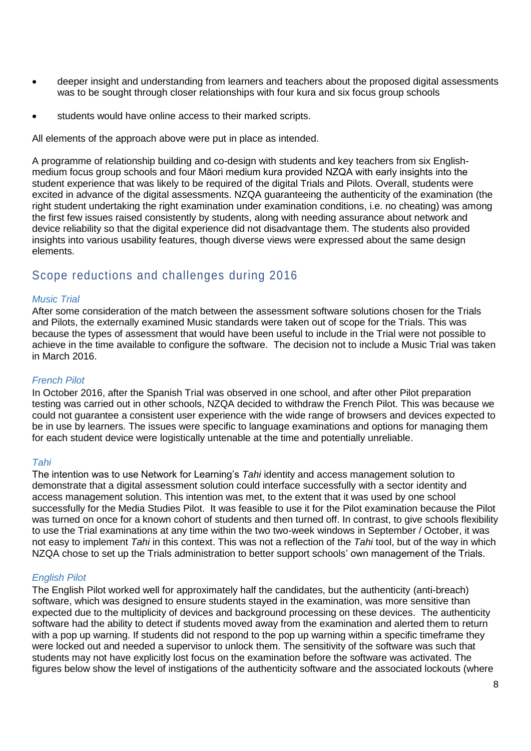- deeper insight and understanding from learners and teachers about the proposed digital assessments was to be sought through closer relationships with four kura and six focus group schools
- students would have online access to their marked scripts.

All elements of the approach above were put in place as intended.

A programme of relationship building and co-design with students and key teachers from six English-medium focus group schools and four Māori medium kura provided NZQA with early insights into the student experience that was likely to be required of the digital Trials and Pilots. Overall, students were excited in advance of the digital assessments. NZQA guaranteeing the authenticity of the examination (the right student undertaking the right examination under examination conditions, i.e. no cheating) was among the first few issues raised consistently by students, along with needing assurance about network and device reliability so that the digital experience did not disadvantage them. The students also provided insights into various usability features, though diverse views were expressed about the same design elements.

## Scope reductions and challenges during 2016

### *Music Trial*

After some consideration of the match between the assessment software solutions chosen for the Trials and Pilots, the externally examined Music standards were taken out of scope for the Trials. This was because the types of assessment that would have been useful to include in the Trial were not possible to achieve in the time available to configure the software. The decision not to include a Music Trial was taken in March 2016.

### *French Pilot*

In October 2016, after the Spanish Trial was observed in one school, and after other Pilot preparation testing was carried out in other schools, NZQA decided to withdraw the French Pilot. This was because we could not guarantee a consistent user experience with the wide range of browsers and devices expected to be in use by learners. The issues were specific to language examinations and options for managing them for each student device were logistically untenable at the time and potentially unreliable.

### *Tahi*

The intention was to use Network for Learning's *Tahi* identity and access management solution to demonstrate that a digital assessment solution could interface successfully with a sector identity and access management solution. This intention was met, to the extent that it was used by one school successfully for the Media Studies Pilot. It was feasible to use it for the Pilot examination because the Pilot was turned on once for a known cohort of students and then turned off. In contrast, to give schools flexibility to use the Trial examinations at any time within the two two-week windows in September / October, it was not easy to implement *Tahi* in this context. This was not a reflection of the *Tahi* tool, but of the way in which NZQA chose to set up the Trials administration to better support schools' own management of the Trials.

### *English Pilot*

The English Pilot worked well for approximately half the candidates, but the authenticity (anti-breach) software, which was designed to ensure students stayed in the examination, was more sensitive than expected due to the multiplicity of devices and background processing on these devices. The authenticity software had the ability to detect if students moved away from the examination and alerted them to return with a pop up warning. If students did not respond to the pop up warning within a specific timeframe they were locked out and needed a supervisor to unlock them. The sensitivity of the software was such that students may not have explicitly lost focus on the examination before the software was activated. The figures below show the level of instigations of the authenticity software and the associated lockouts (where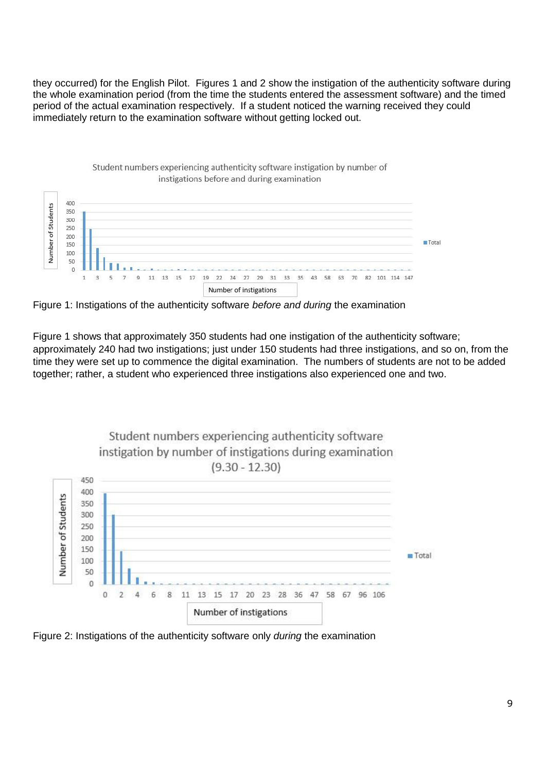they occurred) for the English Pilot. Figures 1 and 2 show the instigation of the authenticity software during the whole examination period (from the time the students entered the assessment software) and the timed period of the actual examination respectively. If a student noticed the warning received they could immediately return to the examination software without getting locked out.

Figure 1: Instigations of the authenticity software *before and during* the examination

Figure 1 shows that approximately 350 students had one instigation of the authenticity software; approximately 240 had two instigations; just under 150 students had three instigations, and so on, from the time they were set up to commence the digital examination. The numbers of students are not to be added together; rather, a student who experienced three instigations also experienced one and two.

Figure 2: Instigations of the authenticity software only *during* the examination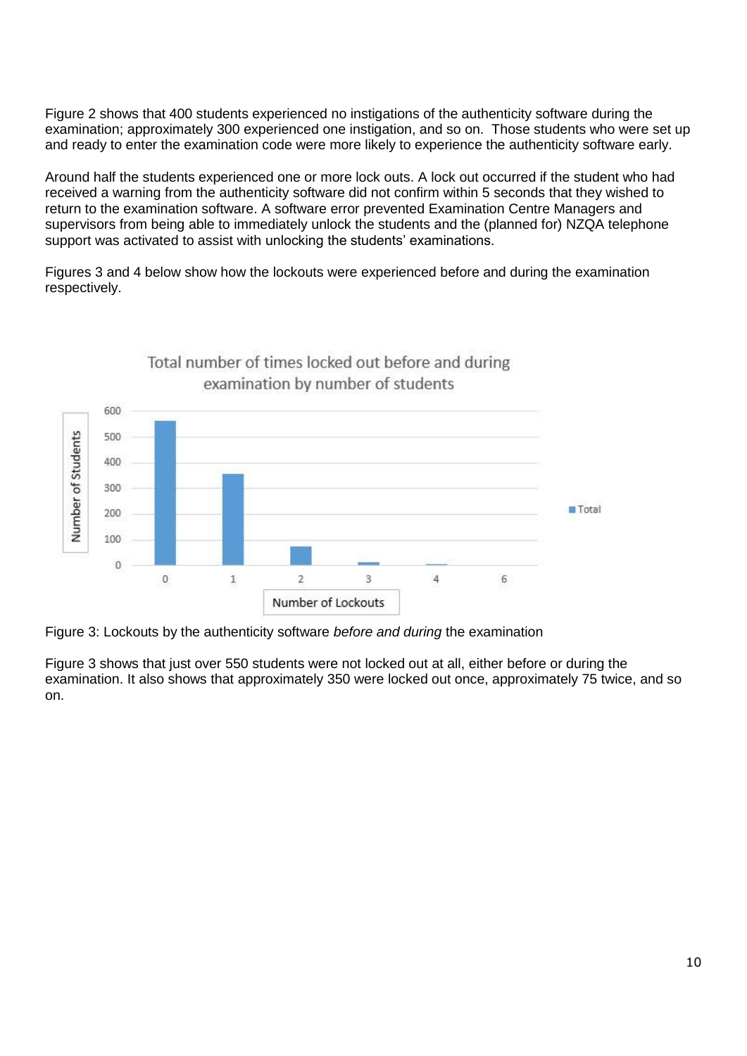Figure 2 shows that 400 students experienced no instigations of the authenticity software during the examination; approximately 300 experienced one instigation, and so on. Those students who were set up and ready to enter the examination code were more likely to experience the authenticity software early.

Around half the students experienced one or more lock outs. A lock out occurred if the student who had received a warning from the authenticity software did not confirm within 5 seconds that they wished to return to the examination software. A software error prevented Examination Centre Managers and supervisors from being able to immediately unlock the students and the (planned for) NZQA telephone support was activated to assist with unlocking the students' examinations.

Figures 3 and 4 below show how the lockouts were experienced before and during the examination respectively.

Figure 3: Lockouts by the authenticity software *before and during* the examination

Figure 3 shows that just over 550 students were not locked out at all, either before or during the examination. It also shows that approximately 350 were locked out once, approximately 75 twice, and so on.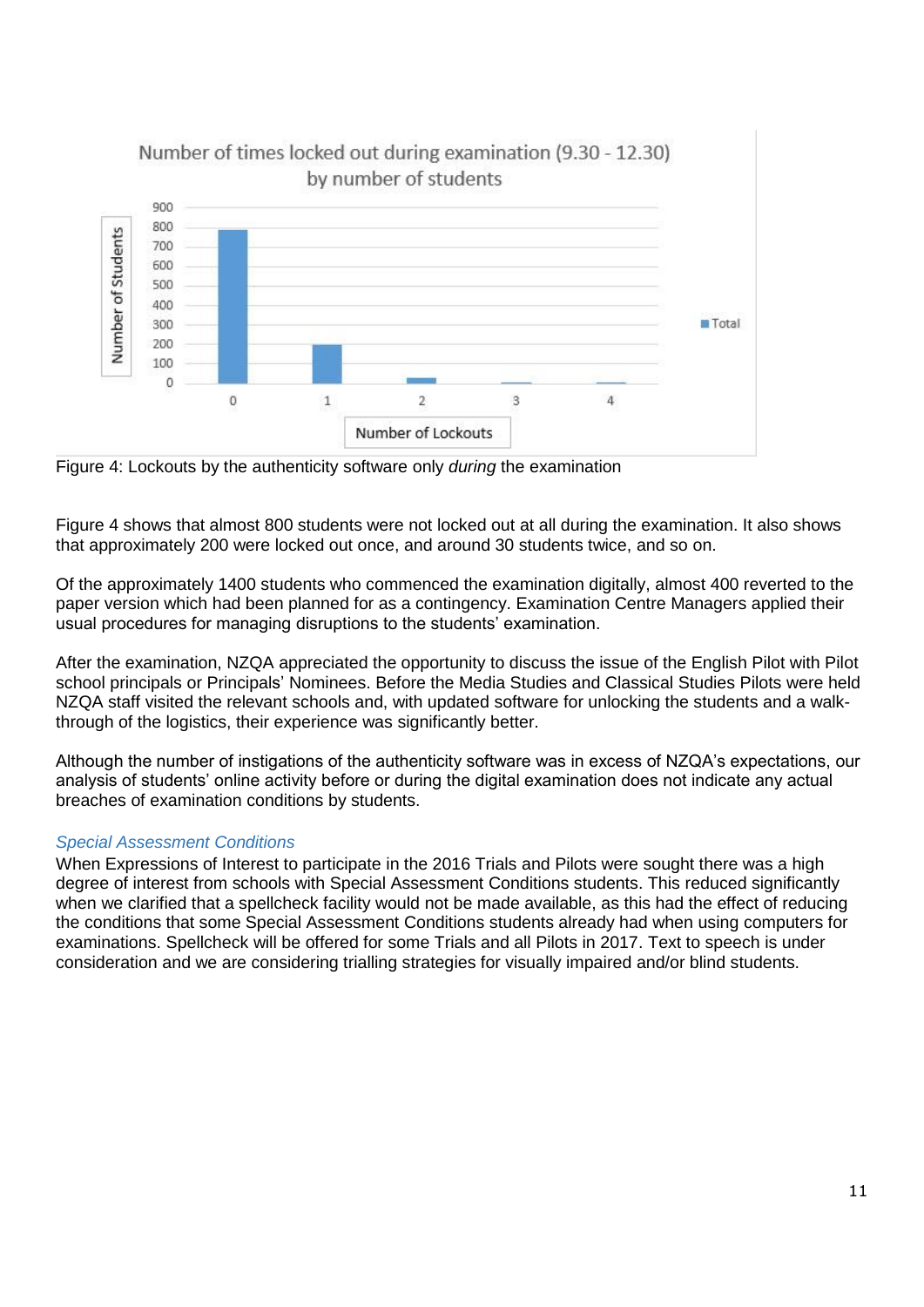Figure 4: Lockouts by the authenticity software only *during* the examination

Figure 4 shows that almost 800 students were not locked out at all during the examination. It also shows that approximately 200 were locked out once, and around 30 students twice, and so on.

Of the approximately 1400 students who commenced the examination digitally, almost 400 reverted to the paper version which had been planned for as a contingency. Examination Centre Managers applied their usual procedures for managing disruptions to the students' examination.

After the examination, NZQA appreciated the opportunity to discuss the issue of the English Pilot with Pilot school principals or Principals' Nominees. Before the Media Studies and Classical Studies Pilots were held NZQA staff visited the relevant schools and, with updated software for unlocking the students and a walk-through of the logistics, their experience was significantly better.

Although the number of instigations of the authenticity software was in excess of NZQA's expectations, our analysis of students' online activity before or during the digital examination does not indicate any actual breaches of examination conditions by students.

### *Special Assessment Conditions*

When Expressions of Interest to participate in the 2016 Trials and Pilots were sought there was a high degree of interest from schools with Special Assessment Conditions students. This reduced significantly when we clarified that a spellcheck facility would not be made available, as this had the effect of reducing the conditions that some Special Assessment Conditions students already had when using computers for examinations. Spellcheck will be offered for some Trials and all Pilots in 2017. Text to speech is under consideration and we are considering trialling strategies for visually impaired and/or blind students.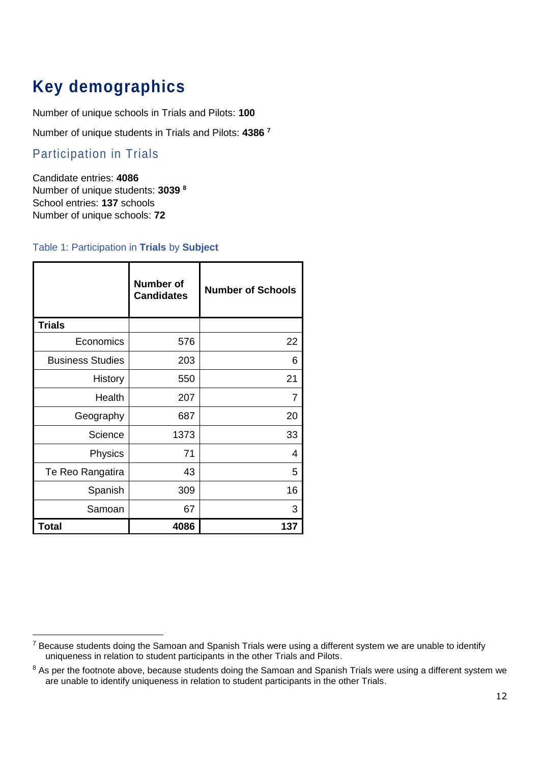# Key demographics

Number of unique schools in Trials and Pilots: **100**

Number of unique students in Trials and Pilots: **4386** [7]

## Participation in Trials

Candidate entries: **4086**
Number of unique students: **3039** [8]
School entries: **137** schools
Number of unique schools: **72**

Table 1: Participation in **Trials** by **Subject**

| | Number of Candidates | Number of Schools |
|---|---|---|
| **Trials** | | |
| Economics | 576 | 22 |
| Business Studies | 203 | 6 |
| History | 550 | 21 |
| Health | 207 | 7 |
| Geography | 687 | 20 |
| Science | 1373 | 33 |
| Physics | 71 | 4 |
| Te Reo Rangatira | 43 | 5 |
| Spanish | 309 | 16 |
| Samoan | 67 | 3 |
| **Total** | **4086** | **137** |

[7] Because students doing the Samoan and Spanish Trials were using a different system we are unable to identify uniqueness in relation to student participants in the other Trials and Pilots.

[8] As per the footnote above, because students doing the Samoan and Spanish Trials were using a different system we are unable to identify uniqueness in relation to student participants in the other Trials.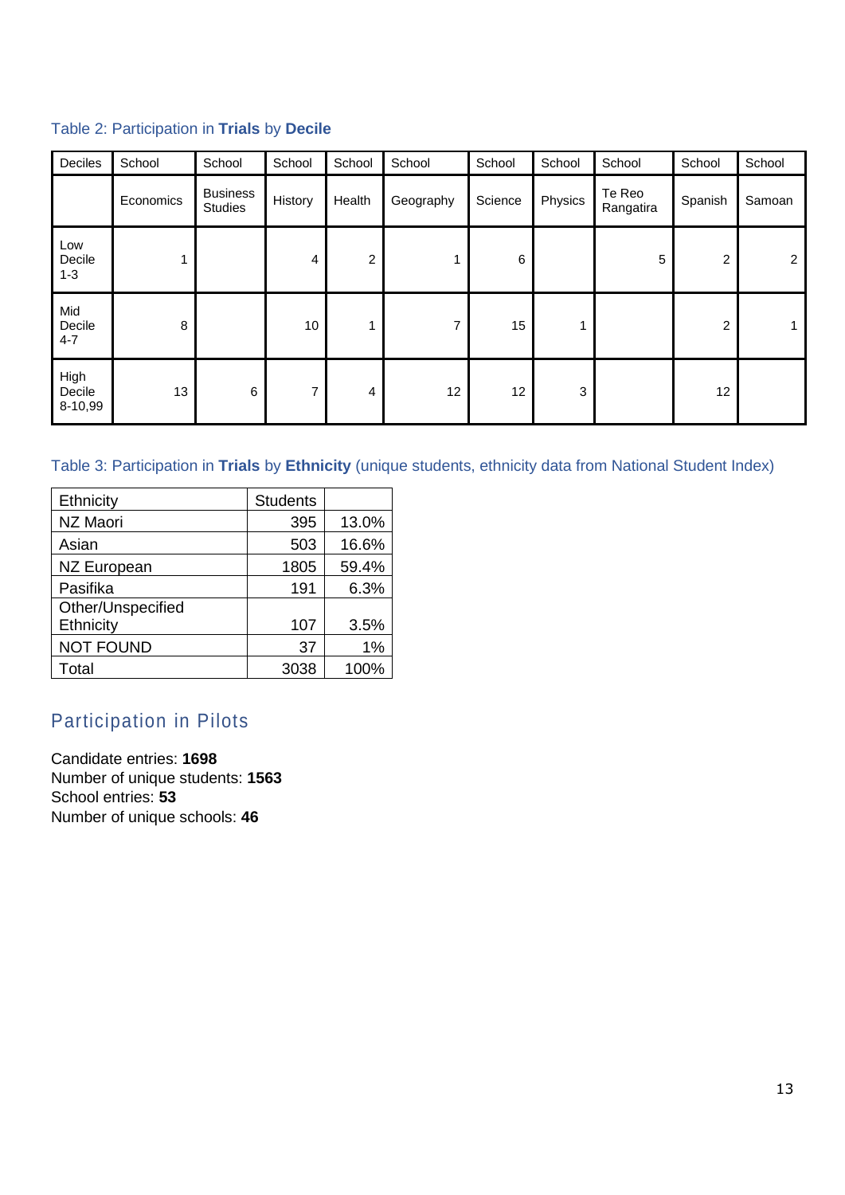Table 2: Participation in **Trials** by **Decile**

| Deciles | School Economics | School Business Studies | School History | School Health | School Geography | School Science | School Physics | School Te Reo Rangatira | School Spanish | School Samoan |
|---|---|---|---|---|---|---|---|---|---|---|
| Low Decile 1-3 | 1 | | 4 | 2 | 1 | 6 | | 5 | 2 | 2 |
| Mid Decile 4-7 | 8 | | 10 | 1 | 7 | 15 | 1 | | 2 | 1 |
| High Decile 8-10,99 | 13 | 6 | 7 | 4 | 12 | 12 | 3 | | 12 | |

Table 3: Participation in **Trials** by **Ethnicity** (unique students, ethnicity data from National Student Index)

| Ethnicity | Students | |
|---|---|---|
| NZ Maori | 395 | 13.0% |
| Asian | 503 | 16.6% |
| NZ European | 1805 | 59.4% |
| Pasifika | 191 | 6.3% |
| Other/Unspecified Ethnicity | 107 | 3.5% |
| NOT FOUND | 37 | 1% |
| Total | 3038 | 100% |

## Participation in Pilots

Candidate entries: **1698**
Number of unique students: **1563**
School entries: **53**
Number of unique schools: **46**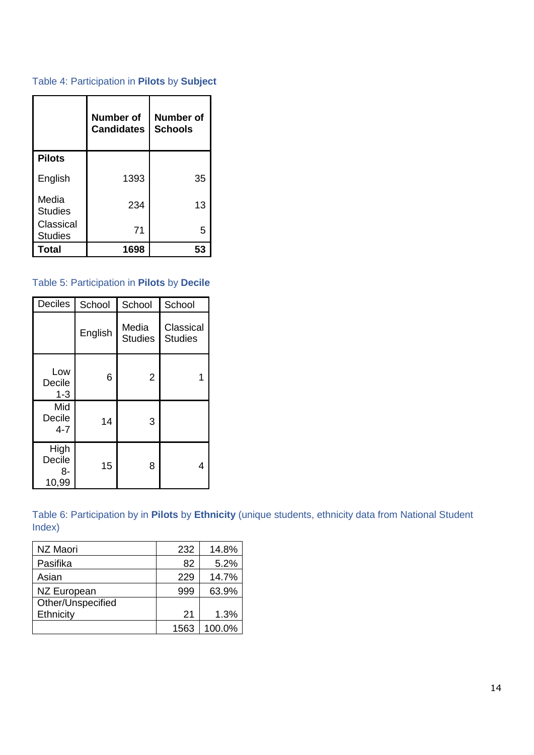Table 4: Participation in **Pilots** by **Subject**

| | **Number of Candidates** | **Number of Schools** |
|---|---|---|
| **Pilots** | | |
| English | 1393 | 35 |
| Media Studies | 234 | 13 |
| Classical Studies | 71 | 5 |
| **Total** | **1698** | **53** |

Table 5: Participation in **Pilots** by **Decile**

| Deciles | School | School | School |
|---|---|---|---|
| | English | Media Studies | Classical Studies |
| Low Decile 1-3 | 6 | 2 | 1 |
| Mid Decile 4-7 | 14 | 3 | |
| High Decile 8-10,99 | 15 | 8 | 4 |

Table 6: Participation by in **Pilots** by **Ethnicity** (unique students, ethnicity data from National Student Index)

| | | |
|---|---|---|
| NZ Maori | 232 | 14.8% |
| Pasifika | 82 | 5.2% |
| Asian | 229 | 14.7% |
| NZ European | 999 | 63.9% |
| Other/Unspecified Ethnicity | 21 | 1.3% |
| | 1563 | 100.0% |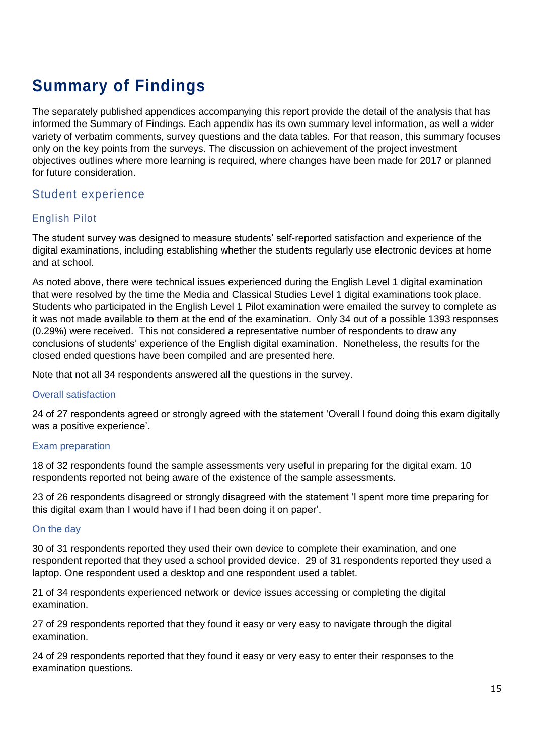# Summary of Findings

The separately published appendices accompanying this report provide the detail of the analysis that has informed the Summary of Findings. Each appendix has its own summary level information, as well a wider variety of verbatim comments, survey questions and the data tables. For that reason, this summary focuses only on the key points from the surveys. The discussion on achievement of the project investment objectives outlines where more learning is required, where changes have been made for 2017 or planned for future consideration.

## Student experience

### English Pilot

The student survey was designed to measure students' self-reported satisfaction and experience of the digital examinations, including establishing whether the students regularly use electronic devices at home and at school.

As noted above, there were technical issues experienced during the English Level 1 digital examination that were resolved by the time the Media and Classical Studies Level 1 digital examinations took place. Students who participated in the English Level 1 Pilot examination were emailed the survey to complete as it was not made available to them at the end of the examination. Only 34 out of a possible 1393 responses (0.29%) were received. This not considered a representative number of respondents to draw any conclusions of students' experience of the English digital examination. Nonetheless, the results for the closed ended questions have been compiled and are presented here.

Note that not all 34 respondents answered all the questions in the survey.

#### Overall satisfaction

24 of 27 respondents agreed or strongly agreed with the statement 'Overall I found doing this exam digitally was a positive experience'.

#### Exam preparation

18 of 32 respondents found the sample assessments very useful in preparing for the digital exam. 10 respondents reported not being aware of the existence of the sample assessments.

23 of 26 respondents disagreed or strongly disagreed with the statement 'I spent more time preparing for this digital exam than I would have if I had been doing it on paper'.

#### On the day

30 of 31 respondents reported they used their own device to complete their examination, and one respondent reported that they used a school provided device. 29 of 31 respondents reported they used a laptop. One respondent used a desktop and one respondent used a tablet.

21 of 34 respondents experienced network or device issues accessing or completing the digital examination.

27 of 29 respondents reported that they found it easy or very easy to navigate through the digital examination.

24 of 29 respondents reported that they found it easy or very easy to enter their responses to the examination questions.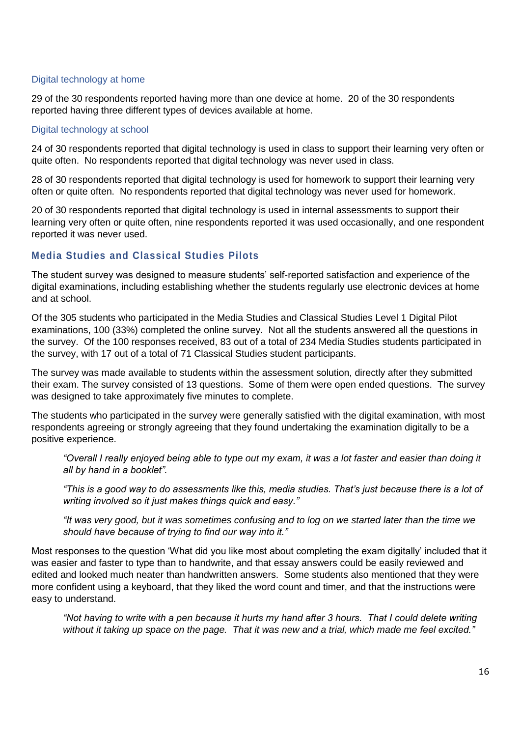### Digital technology at home

29 of the 30 respondents reported having more than one device at home. 20 of the 30 respondents reported having three different types of devices available at home.

### Digital technology at school

24 of 30 respondents reported that digital technology is used in class to support their learning very often or quite often. No respondents reported that digital technology was never used in class.

28 of 30 respondents reported that digital technology is used for homework to support their learning very often or quite often. No respondents reported that digital technology was never used for homework.

20 of 30 respondents reported that digital technology is used in internal assessments to support their learning very often or quite often, nine respondents reported it was used occasionally, and one respondent reported it was never used.

## Media Studies and Classical Studies Pilots

The student survey was designed to measure students' self-reported satisfaction and experience of the digital examinations, including establishing whether the students regularly use electronic devices at home and at school.

Of the 305 students who participated in the Media Studies and Classical Studies Level 1 Digital Pilot examinations, 100 (33%) completed the online survey. Not all the students answered all the questions in the survey. Of the 100 responses received, 83 out of a total of 234 Media Studies students participated in the survey, with 17 out of a total of 71 Classical Studies student participants.

The survey was made available to students within the assessment solution, directly after they submitted their exam. The survey consisted of 13 questions. Some of them were open ended questions. The survey was designed to take approximately five minutes to complete.

The students who participated in the survey were generally satisfied with the digital examination, with most respondents agreeing or strongly agreeing that they found undertaking the examination digitally to be a positive experience.

> *"Overall I really enjoyed being able to type out my exam, it was a lot faster and easier than doing it all by hand in a booklet".*
>
> *"This is a good way to do assessments like this, media studies. That's just because there is a lot of writing involved so it just makes things quick and easy."*
>
> *"It was very good, but it was sometimes confusing and to log on we started later than the time we should have because of trying to find our way into it."*

Most responses to the question 'What did you like most about completing the exam digitally' included that it was easier and faster to type than to handwrite, and that essay answers could be easily reviewed and edited and looked much neater than handwritten answers. Some students also mentioned that they were more confident using a keyboard, that they liked the word count and timer, and that the instructions were easy to understand.

> *"Not having to write with a pen because it hurts my hand after 3 hours. That I could delete writing without it taking up space on the page. That it was new and a trial, which made me feel excited."*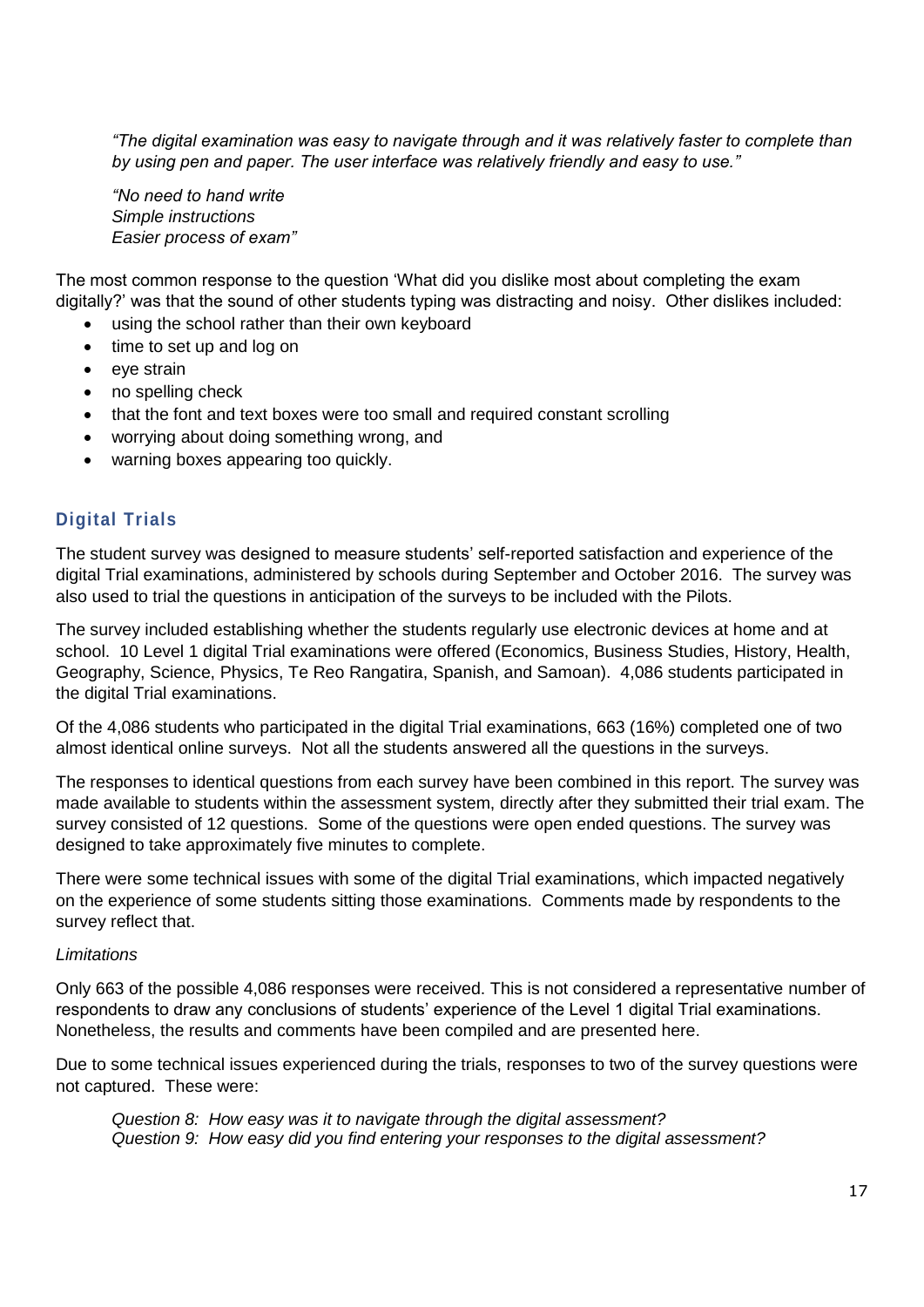*"The digital examination was easy to navigate through and it was relatively faster to complete than by using pen and paper. The user interface was relatively friendly and easy to use."*

*"No need to hand write*
*Simple instructions*
*Easier process of exam"*

The most common response to the question 'What did you dislike most about completing the exam digitally?' was that the sound of other students typing was distracting and noisy. Other dislikes included:

- using the school rather than their own keyboard
- time to set up and log on
- eye strain
- no spelling check
- that the font and text boxes were too small and required constant scrolling
- worrying about doing something wrong, and
- warning boxes appearing too quickly.

## Digital Trials

The student survey was designed to measure students' self-reported satisfaction and experience of the digital Trial examinations, administered by schools during September and October 2016. The survey was also used to trial the questions in anticipation of the surveys to be included with the Pilots.

The survey included establishing whether the students regularly use electronic devices at home and at school. 10 Level 1 digital Trial examinations were offered (Economics, Business Studies, History, Health, Geography, Science, Physics, Te Reo Rangatira, Spanish, and Samoan). 4,086 students participated in the digital Trial examinations.

Of the 4,086 students who participated in the digital Trial examinations, 663 (16%) completed one of two almost identical online surveys. Not all the students answered all the questions in the surveys.

The responses to identical questions from each survey have been combined in this report. The survey was made available to students within the assessment system, directly after they submitted their trial exam. The survey consisted of 12 questions. Some of the questions were open ended questions. The survey was designed to take approximately five minutes to complete.

There were some technical issues with some of the digital Trial examinations, which impacted negatively on the experience of some students sitting those examinations. Comments made by respondents to the survey reflect that.

*Limitations*

Only 663 of the possible 4,086 responses were received. This is not considered a representative number of respondents to draw any conclusions of students' experience of the Level 1 digital Trial examinations. Nonetheless, the results and comments have been compiled and are presented here.

Due to some technical issues experienced during the trials, responses to two of the survey questions were not captured. These were:

*Question 8: How easy was it to navigate through the digital assessment?*
*Question 9: How easy did you find entering your responses to the digital assessment?*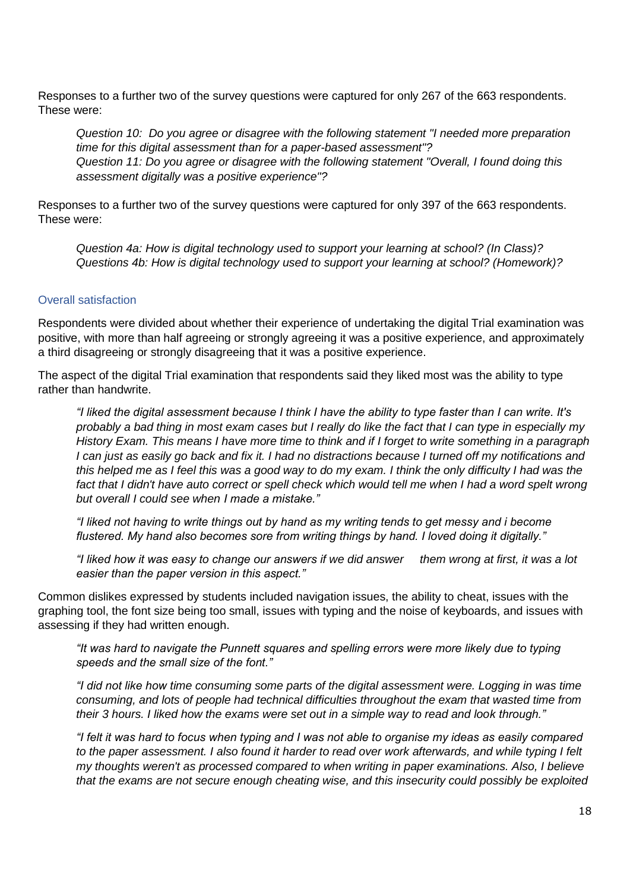Responses to a further two of the survey questions were captured for only 267 of the 663 respondents. These were:

> *Question 10: Do you agree or disagree with the following statement "I needed more preparation time for this digital assessment than for a paper-based assessment"?*
> *Question 11: Do you agree or disagree with the following statement "Overall, I found doing this assessment digitally was a positive experience"?*

Responses to a further two of the survey questions were captured for only 397 of the 663 respondents. These were:

> *Question 4a: How is digital technology used to support your learning at school? (In Class)?*
> *Questions 4b: How is digital technology used to support your learning at school? (Homework)?*

### Overall satisfaction

Respondents were divided about whether their experience of undertaking the digital Trial examination was positive, with more than half agreeing or strongly agreeing it was a positive experience, and approximately a third disagreeing or strongly disagreeing that it was a positive experience.

The aspect of the digital Trial examination that respondents said they liked most was the ability to type rather than handwrite.

> *"I liked the digital assessment because I think I have the ability to type faster than I can write. It's probably a bad thing in most exam cases but I really do like the fact that I can type in especially my History Exam. This means I have more time to think and if I forget to write something in a paragraph I can just as easily go back and fix it. I had no distractions because I turned off my notifications and this helped me as I feel this was a good way to do my exam. I think the only difficulty I had was the fact that I didn't have auto correct or spell check which would tell me when I had a word spelt wrong but overall I could see when I made a mistake."*

> *"I liked not having to write things out by hand as my writing tends to get messy and i become flustered. My hand also becomes sore from writing things by hand. I loved doing it digitally."*

> *"I liked how it was easy to change our answers if we did answer them wrong at first, it was a lot easier than the paper version in this aspect."*

Common dislikes expressed by students included navigation issues, the ability to cheat, issues with the graphing tool, the font size being too small, issues with typing and the noise of keyboards, and issues with assessing if they had written enough.

> *"It was hard to navigate the Punnett squares and spelling errors were more likely due to typing speeds and the small size of the font."*

> *"I did not like how time consuming some parts of the digital assessment were. Logging in was time consuming, and lots of people had technical difficulties throughout the exam that wasted time from their 3 hours. I liked how the exams were set out in a simple way to read and look through."*

> *"I felt it was hard to focus when typing and I was not able to organise my ideas as easily compared to the paper assessment. I also found it harder to read over work afterwards, and while typing I felt my thoughts weren't as processed compared to when writing in paper examinations. Also, I believe that the exams are not secure enough cheating wise, and this insecurity could possibly be exploited*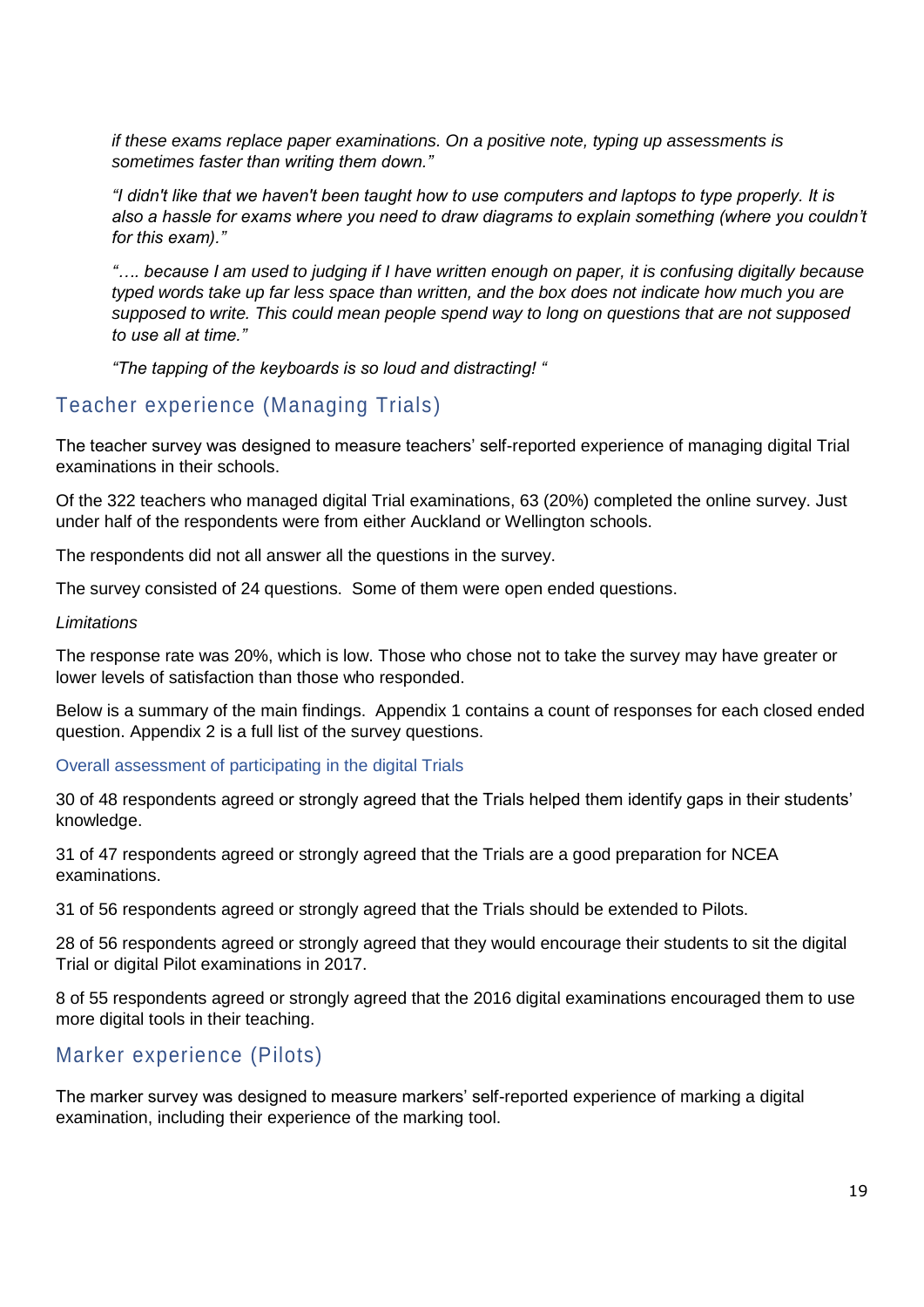*if these exams replace paper examinations. On a positive note, typing up assessments is sometimes faster than writing them down."*

*"I didn't like that we haven't been taught how to use computers and laptops to type properly. It is also a hassle for exams where you need to draw diagrams to explain something (where you couldn't for this exam)."*

*"…. because I am used to judging if I have written enough on paper, it is confusing digitally because typed words take up far less space than written, and the box does not indicate how much you are supposed to write. This could mean people spend way to long on questions that are not supposed to use all at time."*

*"The tapping of the keyboards is so loud and distracting! "*

## Teacher experience (Managing Trials)

The teacher survey was designed to measure teachers' self-reported experience of managing digital Trial examinations in their schools.

Of the 322 teachers who managed digital Trial examinations, 63 (20%) completed the online survey. Just under half of the respondents were from either Auckland or Wellington schools.

The respondents did not all answer all the questions in the survey.

The survey consisted of 24 questions. Some of them were open ended questions.

*Limitations*

The response rate was 20%, which is low. Those who chose not to take the survey may have greater or lower levels of satisfaction than those who responded.

Below is a summary of the main findings. Appendix 1 contains a count of responses for each closed ended question. Appendix 2 is a full list of the survey questions.

### Overall assessment of participating in the digital Trials

30 of 48 respondents agreed or strongly agreed that the Trials helped them identify gaps in their students' knowledge.

31 of 47 respondents agreed or strongly agreed that the Trials are a good preparation for NCEA examinations.

31 of 56 respondents agreed or strongly agreed that the Trials should be extended to Pilots.

28 of 56 respondents agreed or strongly agreed that they would encourage their students to sit the digital Trial or digital Pilot examinations in 2017.

8 of 55 respondents agreed or strongly agreed that the 2016 digital examinations encouraged them to use more digital tools in their teaching.

## Marker experience (Pilots)

The marker survey was designed to measure markers' self-reported experience of marking a digital examination, including their experience of the marking tool.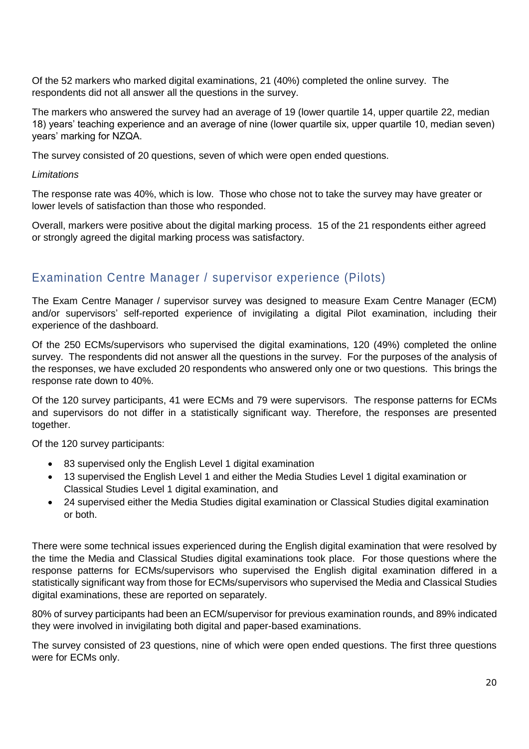Of the 52 markers who marked digital examinations, 21 (40%) completed the online survey. The respondents did not all answer all the questions in the survey.

The markers who answered the survey had an average of 19 (lower quartile 14, upper quartile 22, median 18) years' teaching experience and an average of nine (lower quartile six, upper quartile 10, median seven) years' marking for NZQA.

The survey consisted of 20 questions, seven of which were open ended questions.

*Limitations*

The response rate was 40%, which is low. Those who chose not to take the survey may have greater or lower levels of satisfaction than those who responded.

Overall, markers were positive about the digital marking process. 15 of the 21 respondents either agreed or strongly agreed the digital marking process was satisfactory.

## Examination Centre Manager / supervisor experience (Pilots)

The Exam Centre Manager / supervisor survey was designed to measure Exam Centre Manager (ECM) and/or supervisors' self-reported experience of invigilating a digital Pilot examination, including their experience of the dashboard.

Of the 250 ECMs/supervisors who supervised the digital examinations, 120 (49%) completed the online survey. The respondents did not answer all the questions in the survey. For the purposes of the analysis of the responses, we have excluded 20 respondents who answered only one or two questions. This brings the response rate down to 40%.

Of the 120 survey participants, 41 were ECMs and 79 were supervisors. The response patterns for ECMs and supervisors do not differ in a statistically significant way. Therefore, the responses are presented together.

Of the 120 survey participants:

- 83 supervised only the English Level 1 digital examination
- 13 supervised the English Level 1 and either the Media Studies Level 1 digital examination or Classical Studies Level 1 digital examination, and
- 24 supervised either the Media Studies digital examination or Classical Studies digital examination or both.

There were some technical issues experienced during the English digital examination that were resolved by the time the Media and Classical Studies digital examinations took place. For those questions where the response patterns for ECMs/supervisors who supervised the English digital examination differed in a statistically significant way from those for ECMs/supervisors who supervised the Media and Classical Studies digital examinations, these are reported on separately.

80% of survey participants had been an ECM/supervisor for previous examination rounds, and 89% indicated they were involved in invigilating both digital and paper-based examinations.

The survey consisted of 23 questions, nine of which were open ended questions. The first three questions were for ECMs only.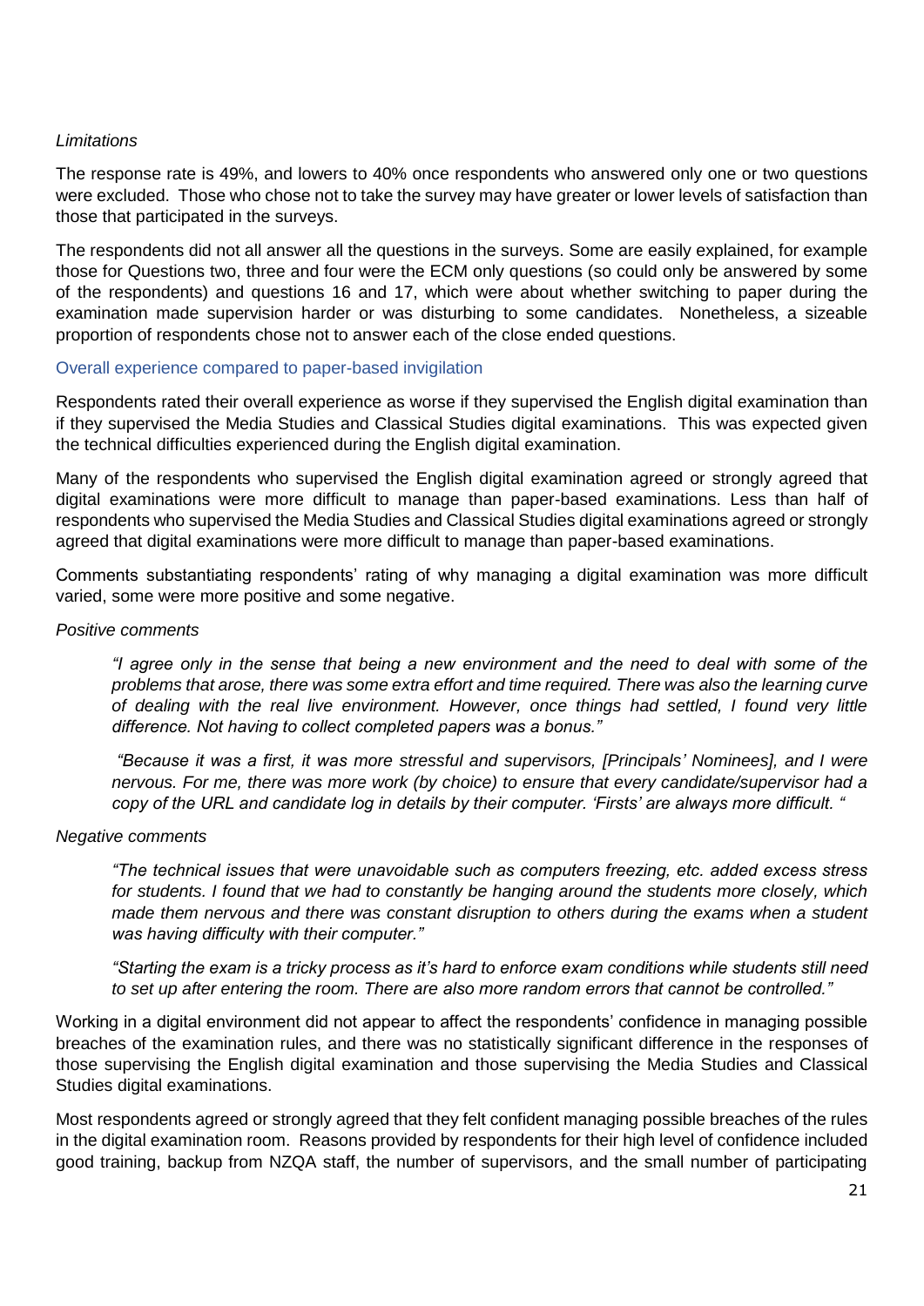*Limitations*

The response rate is 49%, and lowers to 40% once respondents who answered only one or two questions were excluded. Those who chose not to take the survey may have greater or lower levels of satisfaction than those that participated in the surveys.

The respondents did not all answer all the questions in the surveys. Some are easily explained, for example those for Questions two, three and four were the ECM only questions (so could only be answered by some of the respondents) and questions 16 and 17, which were about whether switching to paper during the examination made supervision harder or was disturbing to some candidates. Nonetheless, a sizeable proportion of respondents chose not to answer each of the close ended questions.

### Overall experience compared to paper-based invigilation

Respondents rated their overall experience as worse if they supervised the English digital examination than if they supervised the Media Studies and Classical Studies digital examinations. This was expected given the technical difficulties experienced during the English digital examination.

Many of the respondents who supervised the English digital examination agreed or strongly agreed that digital examinations were more difficult to manage than paper-based examinations. Less than half of respondents who supervised the Media Studies and Classical Studies digital examinations agreed or strongly agreed that digital examinations were more difficult to manage than paper-based examinations.

Comments substantiating respondents' rating of why managing a digital examination was more difficult varied, some were more positive and some negative.

*Positive comments*

> *"I agree only in the sense that being a new environment and the need to deal with some of the problems that arose, there was some extra effort and time required. There was also the learning curve of dealing with the real live environment. However, once things had settled, I found very little difference. Not having to collect completed papers was a bonus."*

> *"Because it was a first, it was more stressful and supervisors, [Principals' Nominees], and I were nervous. For me, there was more work (by choice) to ensure that every candidate/supervisor had a copy of the URL and candidate log in details by their computer. 'Firsts' are always more difficult. "*

*Negative comments*

> *"The technical issues that were unavoidable such as computers freezing, etc. added excess stress for students. I found that we had to constantly be hanging around the students more closely, which made them nervous and there was constant disruption to others during the exams when a student was having difficulty with their computer."*

> *"Starting the exam is a tricky process as it's hard to enforce exam conditions while students still need to set up after entering the room. There are also more random errors that cannot be controlled."*

Working in a digital environment did not appear to affect the respondents' confidence in managing possible breaches of the examination rules, and there was no statistically significant difference in the responses of those supervising the English digital examination and those supervising the Media Studies and Classical Studies digital examinations.

Most respondents agreed or strongly agreed that they felt confident managing possible breaches of the rules in the digital examination room. Reasons provided by respondents for their high level of confidence included good training, backup from NZQA staff, the number of supervisors, and the small number of participating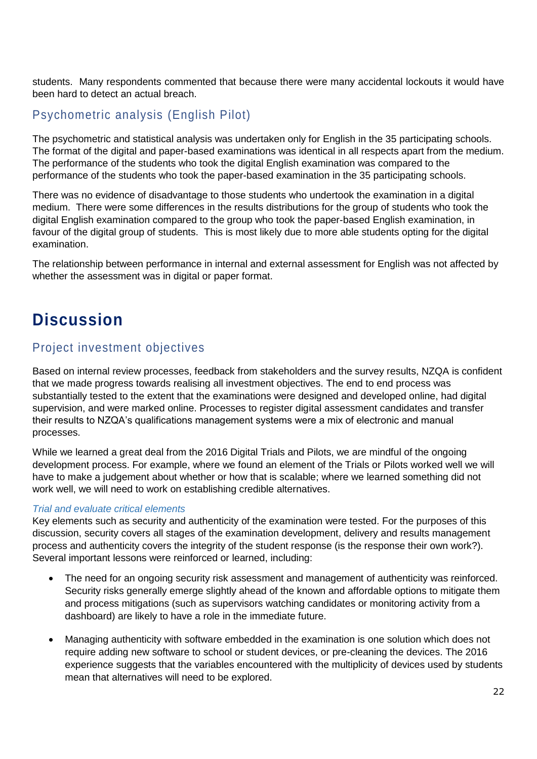students. Many respondents commented that because there were many accidental lockouts it would have been hard to detect an actual breach.

## Psychometric analysis (English Pilot)

The psychometric and statistical analysis was undertaken only for English in the 35 participating schools. The format of the digital and paper-based examinations was identical in all respects apart from the medium. The performance of the students who took the digital English examination was compared to the performance of the students who took the paper-based examination in the 35 participating schools.

There was no evidence of disadvantage to those students who undertook the examination in a digital medium. There were some differences in the results distributions for the group of students who took the digital English examination compared to the group who took the paper-based English examination, in favour of the digital group of students. This is most likely due to more able students opting for the digital examination.

The relationship between performance in internal and external assessment for English was not affected by whether the assessment was in digital or paper format.

# Discussion

## Project investment objectives

Based on internal review processes, feedback from stakeholders and the survey results, NZQA is confident that we made progress towards realising all investment objectives. The end to end process was substantially tested to the extent that the examinations were designed and developed online, had digital supervision, and were marked online. Processes to register digital assessment candidates and transfer their results to NZQA's qualifications management systems were a mix of electronic and manual processes.

While we learned a great deal from the 2016 Digital Trials and Pilots, we are mindful of the ongoing development process. For example, where we found an element of the Trials or Pilots worked well we will have to make a judgement about whether or how that is scalable; where we learned something did not work well, we will need to work on establishing credible alternatives.

### *Trial and evaluate critical elements*

Key elements such as security and authenticity of the examination were tested. For the purposes of this discussion, security covers all stages of the examination development, delivery and results management process and authenticity covers the integrity of the student response (is the response their own work?). Several important lessons were reinforced or learned, including:

- The need for an ongoing security risk assessment and management of authenticity was reinforced. Security risks generally emerge slightly ahead of the known and affordable options to mitigate them and process mitigations (such as supervisors watching candidates or monitoring activity from a dashboard) are likely to have a role in the immediate future.

- Managing authenticity with software embedded in the examination is one solution which does not require adding new software to school or student devices, or pre-cleaning the devices. The 2016 experience suggests that the variables encountered with the multiplicity of devices used by students mean that alternatives will need to be explored.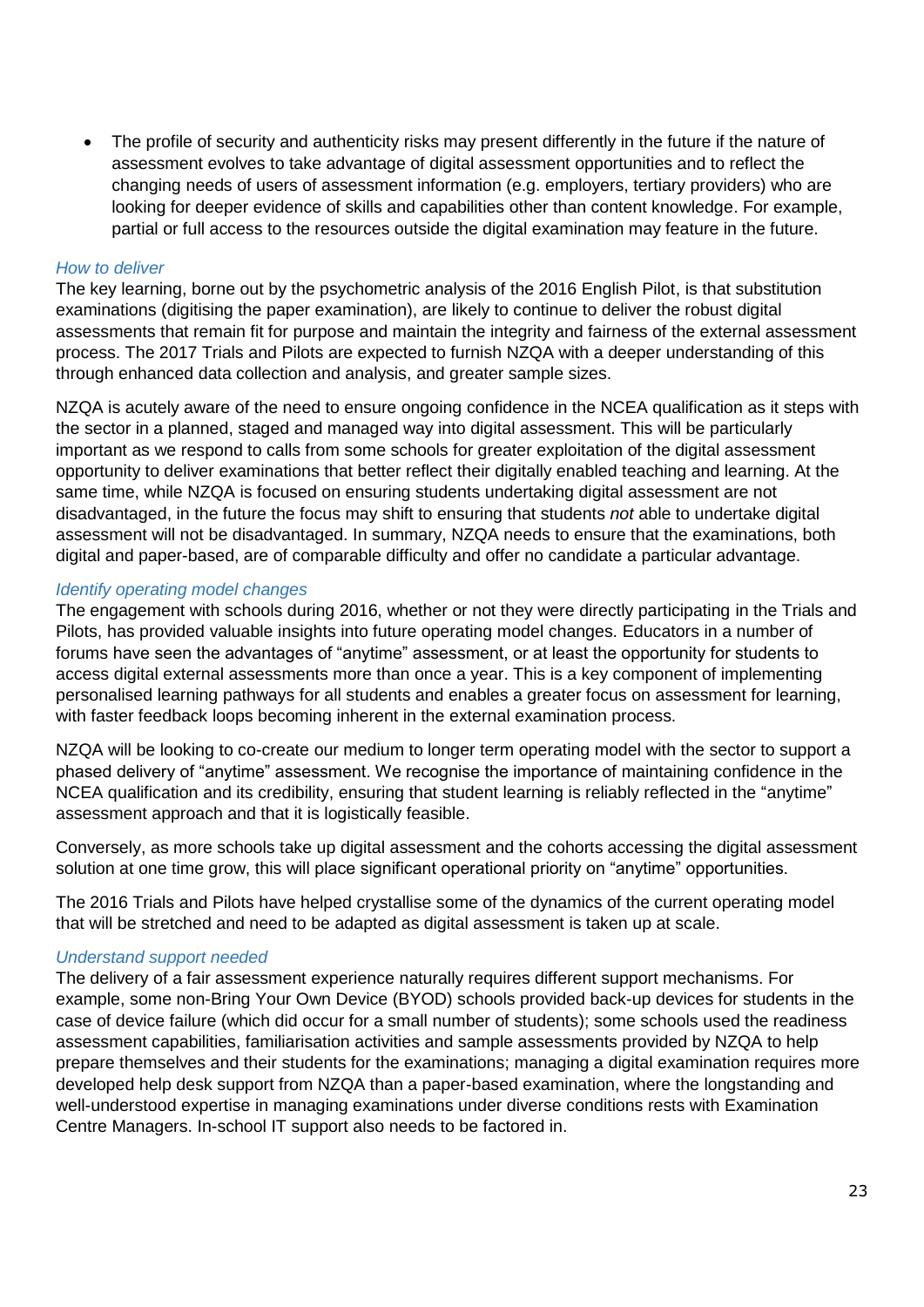- The profile of security and authenticity risks may present differently in the future if the nature of assessment evolves to take advantage of digital assessment opportunities and to reflect the changing needs of users of assessment information (e.g. employers, tertiary providers) who are looking for deeper evidence of skills and capabilities other than content knowledge. For example, partial or full access to the resources outside the digital examination may feature in the future.

*How to deliver*

The key learning, borne out by the psychometric analysis of the 2016 English Pilot, is that substitution examinations (digitising the paper examination), are likely to continue to deliver the robust digital assessments that remain fit for purpose and maintain the integrity and fairness of the external assessment process. The 2017 Trials and Pilots are expected to furnish NZQA with a deeper understanding of this through enhanced data collection and analysis, and greater sample sizes.

NZQA is acutely aware of the need to ensure ongoing confidence in the NCEA qualification as it steps with the sector in a planned, staged and managed way into digital assessment. This will be particularly important as we respond to calls from some schools for greater exploitation of the digital assessment opportunity to deliver examinations that better reflect their digitally enabled teaching and learning. At the same time, while NZQA is focused on ensuring students undertaking digital assessment are not disadvantaged, in the future the focus may shift to ensuring that students *not* able to undertake digital assessment will not be disadvantaged. In summary, NZQA needs to ensure that the examinations, both digital and paper-based, are of comparable difficulty and offer no candidate a particular advantage.

*Identify operating model changes*

The engagement with schools during 2016, whether or not they were directly participating in the Trials and Pilots, has provided valuable insights into future operating model changes. Educators in a number of forums have seen the advantages of "anytime" assessment, or at least the opportunity for students to access digital external assessments more than once a year. This is a key component of implementing personalised learning pathways for all students and enables a greater focus on assessment for learning, with faster feedback loops becoming inherent in the external examination process.

NZQA will be looking to co-create our medium to longer term operating model with the sector to support a phased delivery of "anytime" assessment. We recognise the importance of maintaining confidence in the NCEA qualification and its credibility, ensuring that student learning is reliably reflected in the "anytime" assessment approach and that it is logistically feasible.

Conversely, as more schools take up digital assessment and the cohorts accessing the digital assessment solution at one time grow, this will place significant operational priority on "anytime" opportunities.

The 2016 Trials and Pilots have helped crystallise some of the dynamics of the current operating model that will be stretched and need to be adapted as digital assessment is taken up at scale.

*Understand support needed*

The delivery of a fair assessment experience naturally requires different support mechanisms. For example, some non-Bring Your Own Device (BYOD) schools provided back-up devices for students in the case of device failure (which did occur for a small number of students); some schools used the readiness assessment capabilities, familiarisation activities and sample assessments provided by NZQA to help prepare themselves and their students for the examinations; managing a digital examination requires more developed help desk support from NZQA than a paper-based examination, where the longstanding and well-understood expertise in managing examinations under diverse conditions rests with Examination Centre Managers. In-school IT support also needs to be factored in.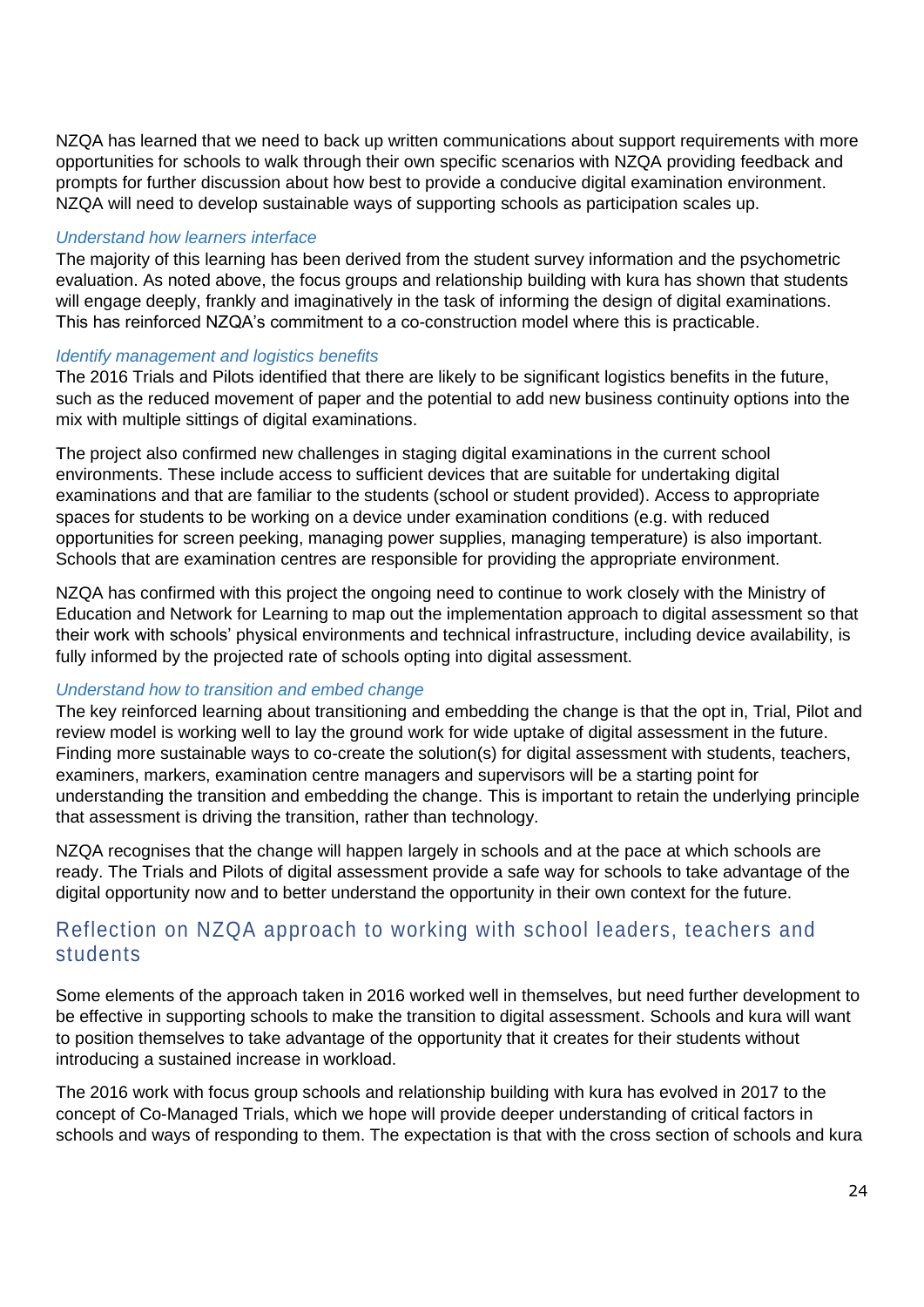NZQA has learned that we need to back up written communications about support requirements with more opportunities for schools to walk through their own specific scenarios with NZQA providing feedback and prompts for further discussion about how best to provide a conducive digital examination environment. NZQA will need to develop sustainable ways of supporting schools as participation scales up.

*Understand how learners interface*

The majority of this learning has been derived from the student survey information and the psychometric evaluation. As noted above, the focus groups and relationship building with kura has shown that students will engage deeply, frankly and imaginatively in the task of informing the design of digital examinations. This has reinforced NZQA's commitment to a co-construction model where this is practicable.

*Identify management and logistics benefits*

The 2016 Trials and Pilots identified that there are likely to be significant logistics benefits in the future, such as the reduced movement of paper and the potential to add new business continuity options into the mix with multiple sittings of digital examinations.

The project also confirmed new challenges in staging digital examinations in the current school environments. These include access to sufficient devices that are suitable for undertaking digital examinations and that are familiar to the students (school or student provided). Access to appropriate spaces for students to be working on a device under examination conditions (e.g. with reduced opportunities for screen peeking, managing power supplies, managing temperature) is also important. Schools that are examination centres are responsible for providing the appropriate environment.

NZQA has confirmed with this project the ongoing need to continue to work closely with the Ministry of Education and Network for Learning to map out the implementation approach to digital assessment so that their work with schools' physical environments and technical infrastructure, including device availability, is fully informed by the projected rate of schools opting into digital assessment.

*Understand how to transition and embed change*

The key reinforced learning about transitioning and embedding the change is that the opt in, Trial, Pilot and review model is working well to lay the ground work for wide uptake of digital assessment in the future. Finding more sustainable ways to co-create the solution(s) for digital assessment with students, teachers, examiners, markers, examination centre managers and supervisors will be a starting point for understanding the transition and embedding the change. This is important to retain the underlying principle that assessment is driving the transition, rather than technology.

NZQA recognises that the change will happen largely in schools and at the pace at which schools are ready. The Trials and Pilots of digital assessment provide a safe way for schools to take advantage of the digital opportunity now and to better understand the opportunity in their own context for the future.

## Reflection on NZQA approach to working with school leaders, teachers and students

Some elements of the approach taken in 2016 worked well in themselves, but need further development to be effective in supporting schools to make the transition to digital assessment. Schools and kura will want to position themselves to take advantage of the opportunity that it creates for their students without introducing a sustained increase in workload.

The 2016 work with focus group schools and relationship building with kura has evolved in 2017 to the concept of Co-Managed Trials, which we hope will provide deeper understanding of critical factors in schools and ways of responding to them. The expectation is that with the cross section of schools and kura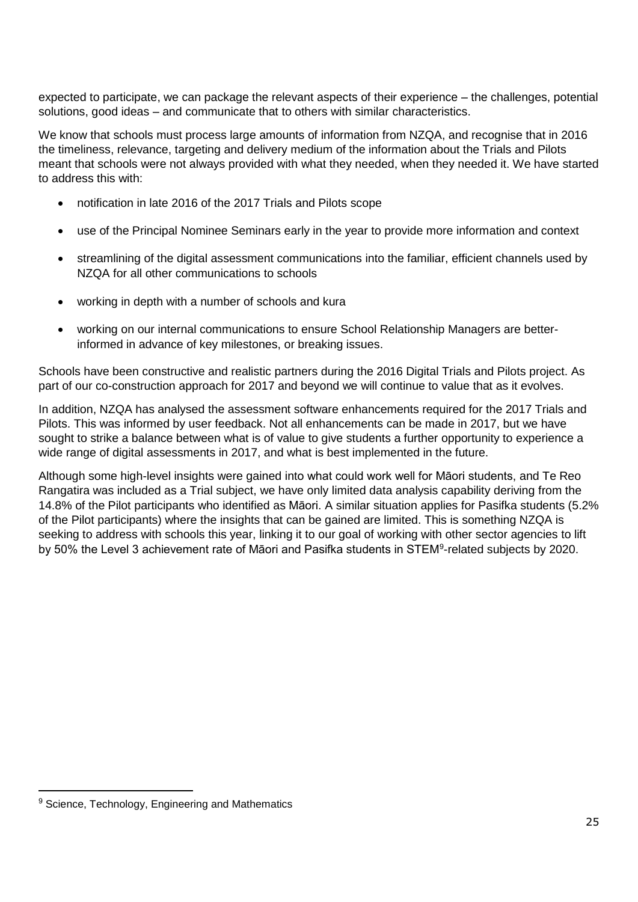expected to participate, we can package the relevant aspects of their experience – the challenges, potential solutions, good ideas – and communicate that to others with similar characteristics.

We know that schools must process large amounts of information from NZQA, and recognise that in 2016 the timeliness, relevance, targeting and delivery medium of the information about the Trials and Pilots meant that schools were not always provided with what they needed, when they needed it. We have started to address this with:

- notification in late 2016 of the 2017 Trials and Pilots scope
- use of the Principal Nominee Seminars early in the year to provide more information and context
- streamlining of the digital assessment communications into the familiar, efficient channels used by NZQA for all other communications to schools
- working in depth with a number of schools and kura
- working on our internal communications to ensure School Relationship Managers are better-informed in advance of key milestones, or breaking issues.

Schools have been constructive and realistic partners during the 2016 Digital Trials and Pilots project. As part of our co-construction approach for 2017 and beyond we will continue to value that as it evolves.

In addition, NZQA has analysed the assessment software enhancements required for the 2017 Trials and Pilots. This was informed by user feedback. Not all enhancements can be made in 2017, but we have sought to strike a balance between what is of value to give students a further opportunity to experience a wide range of digital assessments in 2017, and what is best implemented in the future.

Although some high-level insights were gained into what could work well for Māori students, and Te Reo Rangatira was included as a Trial subject, we have only limited data analysis capability deriving from the 14.8% of the Pilot participants who identified as Māori. A similar situation applies for Pasifka students (5.2% of the Pilot participants) where the insights that can be gained are limited. This is something NZQA is seeking to address with schools this year, linking it to our goal of working with other sector agencies to lift by 50% the Level 3 achievement rate of Māori and Pasifka students in STEM[9]-related subjects by 2020.

[9] Science, Technology, Engineering and Mathematics